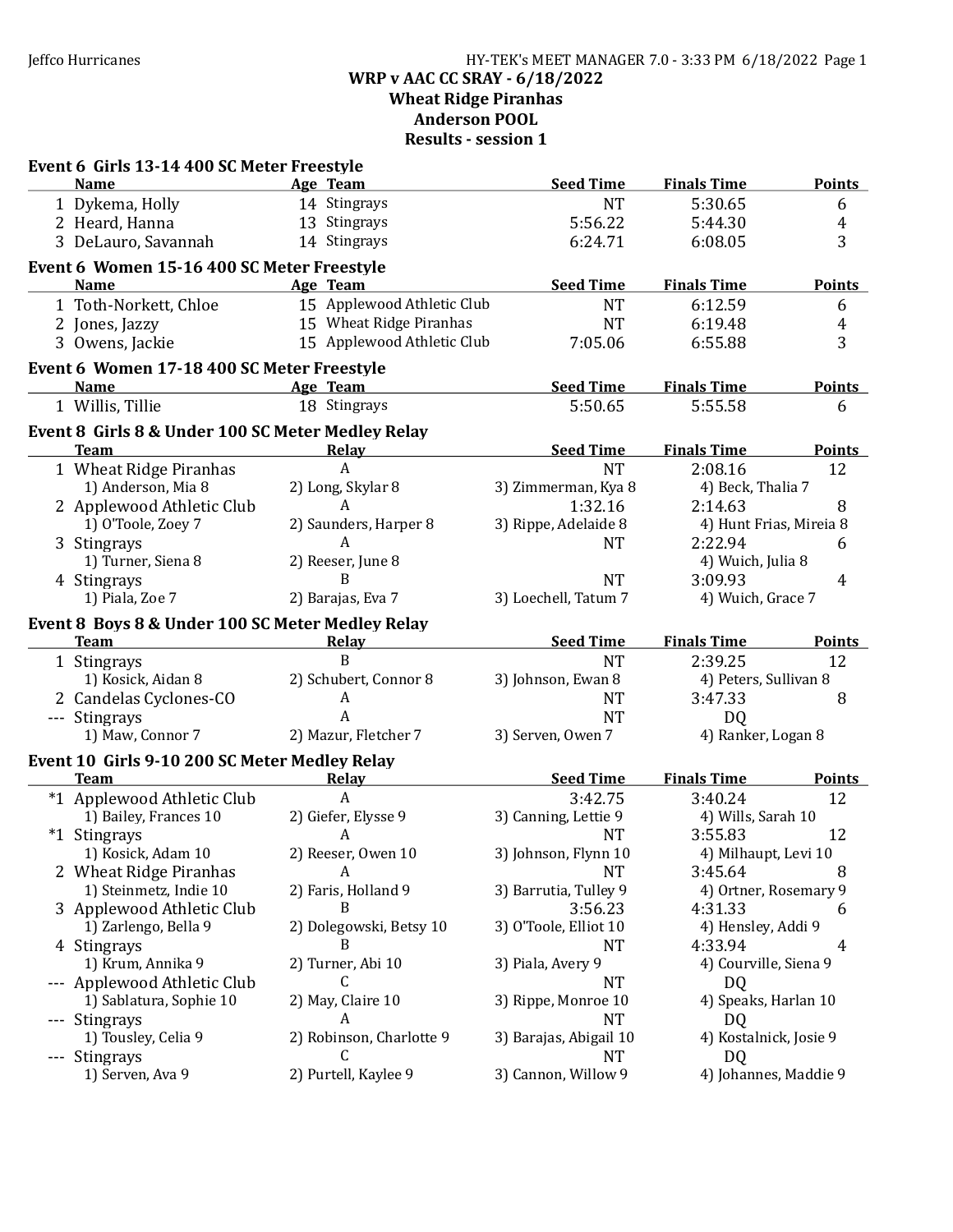Jeffco Hurricanes

**WRP v AAC CC SRAY - 6/18/2022**
**Wheat Ridge Piranhas**
**Anderson POOL**
**Results - session 1**

### Event 6 Girls 13-14 400 SC Meter Freestyle

| | Name | Age | Team | Seed Time | Finals Time | Points |
|---|---|---|---|---|---|---|
| 1 | Dykema, Holly | 14 | Stingrays | NT | 5:30.65 | 6 |
| 2 | Heard, Hanna | 13 | Stingrays | 5:56.22 | 5:44.30 | 4 |
| 3 | DeLauro, Savannah | 14 | Stingrays | 6:24.71 | 6:08.05 | 3 |

### Event 6 Women 15-16 400 SC Meter Freestyle

| | Name | Age | Team | Seed Time | Finals Time | Points |
|---|---|---|---|---|---|---|
| 1 | Toth-Norkett, Chloe | 15 | Applewood Athletic Club | NT | 6:12.59 | 6 |
| 2 | Jones, Jazzy | 15 | Wheat Ridge Piranhas | NT | 6:19.48 | 4 |
| 3 | Owens, Jackie | 15 | Applewood Athletic Club | 7:05.06 | 6:55.88 | 3 |

### Event 6 Women 17-18 400 SC Meter Freestyle

| | Name | Age | Team | Seed Time | Finals Time | Points |
|---|---|---|---|---|---|---|
| 1 | Willis, Tillie | 18 | Stingrays | 5:50.65 | 5:55.58 | 6 |

### Event 8 Girls 8 & Under 100 SC Meter Medley Relay

| | Team | Relay | Seed Time | Finals Time | Points |
|---|---|---|---|---|---|
| 1 | Wheat Ridge Piranhas | A | NT | 2:08.16 | 12 |
| | 1) Anderson, Mia 8 | 2) Long, Skylar 8 | 3) Zimmerman, Kya 8 | 4) Beck, Thalia 7 | |
| 2 | Applewood Athletic Club | A | 1:32.16 | 2:14.63 | 8 |
| | 1) O'Toole, Zoey 7 | 2) Saunders, Harper 8 | 3) Rippe, Adelaide 8 | 4) Hunt Frias, Mireia 8 | |
| 3 | Stingrays | A | NT | 2:22.94 | 6 |
| | 1) Turner, Siena 8 | 2) Reeser, June 8 | | 4) Wuich, Julia 8 | |
| 4 | Stingrays | B | NT | 3:09.93 | 4 |
| | 1) Piala, Zoe 7 | 2) Barajas, Eva 7 | 3) Loechell, Tatum 7 | 4) Wuich, Grace 7 | |

### Event 8 Boys 8 & Under 100 SC Meter Medley Relay

| | Team | Relay | Seed Time | Finals Time | Points |
|---|---|---|---|---|---|
| 1 | Stingrays | B | NT | 2:39.25 | 12 |
| | 1) Kosick, Aidan 8 | 2) Schubert, Connor 8 | 3) Johnson, Ewan 8 | 4) Peters, Sullivan 8 | |
| 2 | Candelas Cyclones-CO | A | NT | 3:47.33 | 8 |
| --- | Stingrays | A | NT | DQ | |
| | 1) Maw, Connor 7 | 2) Mazur, Fletcher 7 | 3) Serven, Owen 7 | 4) Ranker, Logan 8 | |

### Event 10 Girls 9-10 200 SC Meter Medley Relay

| | Team | Relay | Seed Time | Finals Time | Points |
|---|---|---|---|---|---|
| *1 | Applewood Athletic Club | A | 3:42.75 | 3:40.24 | 12 |
| | 1) Bailey, Frances 10 | 2) Giefer, Elysse 9 | 3) Canning, Lettie 9 | 4) Wills, Sarah 10 | |
| *1 | Stingrays | A | NT | 3:55.83 | 12 |
| | 1) Kosick, Adam 10 | 2) Reeser, Owen 10 | 3) Johnson, Flynn 10 | 4) Milhaupt, Levi 10 | |
| 2 | Wheat Ridge Piranhas | A | NT | 3:45.64 | 8 |
| | 1) Steinmetz, Indie 10 | 2) Faris, Holland 9 | 3) Barrutia, Tulley 9 | 4) Ortner, Rosemary 9 | |
| 3 | Applewood Athletic Club | B | 3:56.23 | 4:31.33 | 6 |
| | 1) Zarlengo, Bella 9 | 2) Dolegowski, Betsy 10 | 3) O'Toole, Elliot 10 | 4) Hensley, Addi 9 | |
| 4 | Stingrays | B | NT | 4:33.94 | 4 |
| | 1) Krum, Annika 9 | 2) Turner, Abi 10 | 3) Piala, Avery 9 | 4) Courville, Siena 9 | |
| --- | Applewood Athletic Club | C | NT | DQ | |
| | 1) Sablatura, Sophie 10 | 2) May, Claire 10 | 3) Rippe, Monroe 10 | 4) Speaks, Harlan 10 | |
| --- | Stingrays | A | NT | DQ | |
| | 1) Tousley, Celia 9 | 2) Robinson, Charlotte 9 | 3) Barajas, Abigail 10 | 4) Kostalnick, Josie 9 | |
| --- | Stingrays | C | NT | DQ | |
| | 1) Serven, Ava 9 | 2) Purtell, Kaylee 9 | 3) Cannon, Willow 9 | 4) Johannes, Maddie 9 | |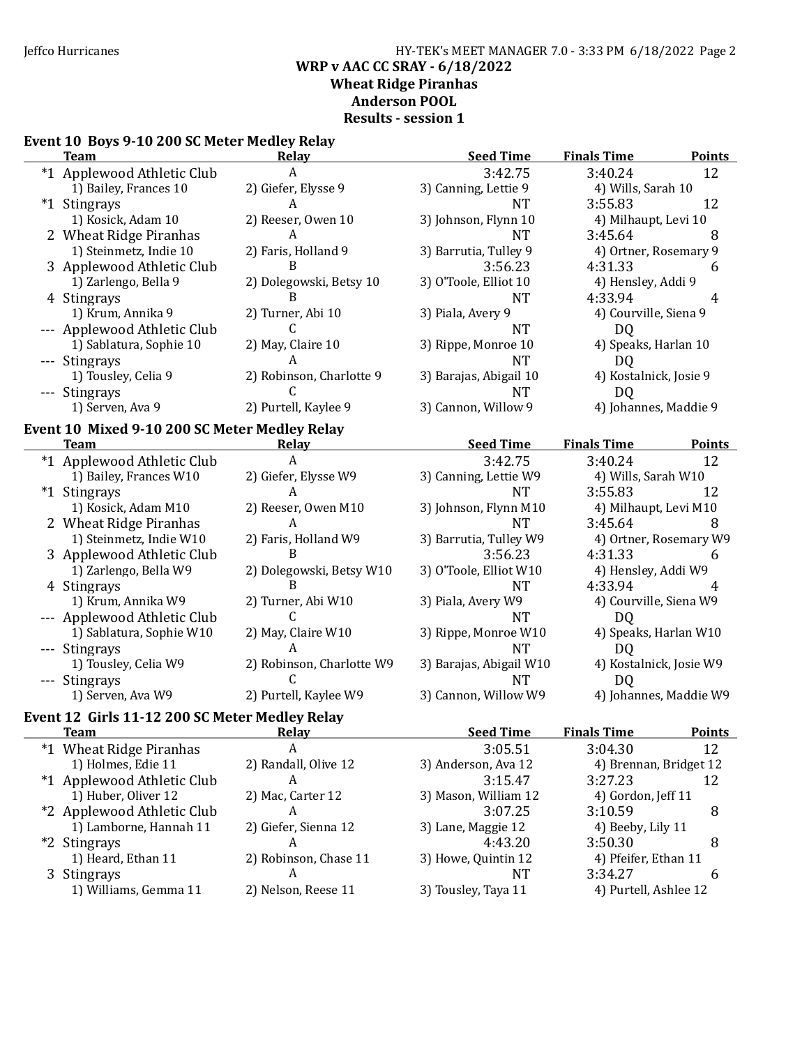**WRP v AAC CC SRAY - 6/18/2022**
**Wheat Ridge Piranhas**
**Anderson POOL**
**Results - session 1**

### Event 10 Boys 9-10 200 SC Meter Medley Relay

| | Team | Relay | Seed Time | Finals Time | Points |
|---|---|---|---|---|---|
| *1 | Applewood Athletic Club | A | 3:42.75 | 3:40.24 | 12 |
| | 1) Bailey, Frances 10 | 2) Giefer, Elysse 9 | 3) Canning, Lettie 9 | 4) Wills, Sarah 10 | |
| *1 | Stingrays | A | NT | 3:55.83 | 12 |
| | 1) Kosick, Adam 10 | 2) Reeser, Owen 10 | 3) Johnson, Flynn 10 | 4) Milhaupt, Levi 10 | |
| 2 | Wheat Ridge Piranhas | A | NT | 3:45.64 | 8 |
| | 1) Steinmetz, Indie 10 | 2) Faris, Holland 9 | 3) Barrutia, Tulley 9 | 4) Ortner, Rosemary 9 | |
| 3 | Applewood Athletic Club | B | 3:56.23 | 4:31.33 | 6 |
| | 1) Zarlengo, Bella 9 | 2) Dolegowski, Betsy 10 | 3) O'Toole, Elliot 10 | 4) Hensley, Addi 9 | |
| 4 | Stingrays | B | NT | 4:33.94 | 4 |
| | 1) Krum, Annika 9 | 2) Turner, Abi 10 | 3) Piala, Avery 9 | 4) Courville, Siena 9 | |
| --- | Applewood Athletic Club | C | NT | DQ | |
| | 1) Sablatura, Sophie 10 | 2) May, Claire 10 | 3) Rippe, Monroe 10 | 4) Speaks, Harlan 10 | |
| --- | Stingrays | A | NT | DQ | |
| | 1) Tousley, Celia 9 | 2) Robinson, Charlotte 9 | 3) Barajas, Abigail 10 | 4) Kostalnick, Josie 9 | |
| --- | Stingrays | C | NT | DQ | |
| | 1) Serven, Ava 9 | 2) Purtell, Kaylee 9 | 3) Cannon, Willow 9 | 4) Johannes, Maddie 9 | |

### Event 10 Mixed 9-10 200 SC Meter Medley Relay

| | Team | Relay | Seed Time | Finals Time | Points |
|---|---|---|---|---|---|
| *1 | Applewood Athletic Club | A | 3:42.75 | 3:40.24 | 12 |
| | 1) Bailey, Frances W10 | 2) Giefer, Elysse W9 | 3) Canning, Lettie W9 | 4) Wills, Sarah W10 | |
| *1 | Stingrays | A | NT | 3:55.83 | 12 |
| | 1) Kosick, Adam M10 | 2) Reeser, Owen M10 | 3) Johnson, Flynn M10 | 4) Milhaupt, Levi M10 | |
| 2 | Wheat Ridge Piranhas | A | NT | 3:45.64 | 8 |
| | 1) Steinmetz, Indie W10 | 2) Faris, Holland W9 | 3) Barrutia, Tulley W9 | 4) Ortner, Rosemary W9 | |
| 3 | Applewood Athletic Club | B | 3:56.23 | 4:31.33 | 6 |
| | 1) Zarlengo, Bella W9 | 2) Dolegowski, Betsy W10 | 3) O'Toole, Elliot W10 | 4) Hensley, Addi W9 | |
| 4 | Stingrays | B | NT | 4:33.94 | 4 |
| | 1) Krum, Annika W9 | 2) Turner, Abi W10 | 3) Piala, Avery W9 | 4) Courville, Siena W9 | |
| --- | Applewood Athletic Club | C | NT | DQ | |
| | 1) Sablatura, Sophie W10 | 2) May, Claire W10 | 3) Rippe, Monroe W10 | 4) Speaks, Harlan W10 | |
| --- | Stingrays | A | NT | DQ | |
| | 1) Tousley, Celia W9 | 2) Robinson, Charlotte W9 | 3) Barajas, Abigail W10 | 4) Kostalnick, Josie W9 | |
| --- | Stingrays | C | NT | DQ | |
| | 1) Serven, Ava W9 | 2) Purtell, Kaylee W9 | 3) Cannon, Willow W9 | 4) Johannes, Maddie W9 | |

### Event 12 Girls 11-12 200 SC Meter Medley Relay

| | Team | Relay | Seed Time | Finals Time | Points |
|---|---|---|---|---|---|
| *1 | Wheat Ridge Piranhas | A | 3:05.51 | 3:04.30 | 12 |
| | 1) Holmes, Edie 11 | 2) Randall, Olive 12 | 3) Anderson, Ava 12 | 4) Brennan, Bridget 12 | |
| *1 | Applewood Athletic Club | A | 3:15.47 | 3:27.23 | 12 |
| | 1) Huber, Oliver 12 | 2) Mac, Carter 12 | 3) Mason, William 12 | 4) Gordon, Jeff 11 | |
| *2 | Applewood Athletic Club | A | 3:07.25 | 3:10.59 | 8 |
| | 1) Lamborne, Hannah 11 | 2) Giefer, Sienna 12 | 3) Lane, Maggie 12 | 4) Beeby, Lily 11 | |
| *2 | Stingrays | A | 4:43.20 | 3:50.30 | 8 |
| | 1) Heard, Ethan 11 | 2) Robinson, Chase 11 | 3) Howe, Quintin 12 | 4) Pfeifer, Ethan 11 | |
| 3 | Stingrays | A | NT | 3:34.27 | 6 |
| | 1) Williams, Gemma 11 | 2) Nelson, Reese 11 | 3) Tousley, Taya 11 | 4) Purtell, Ashlee 12 | |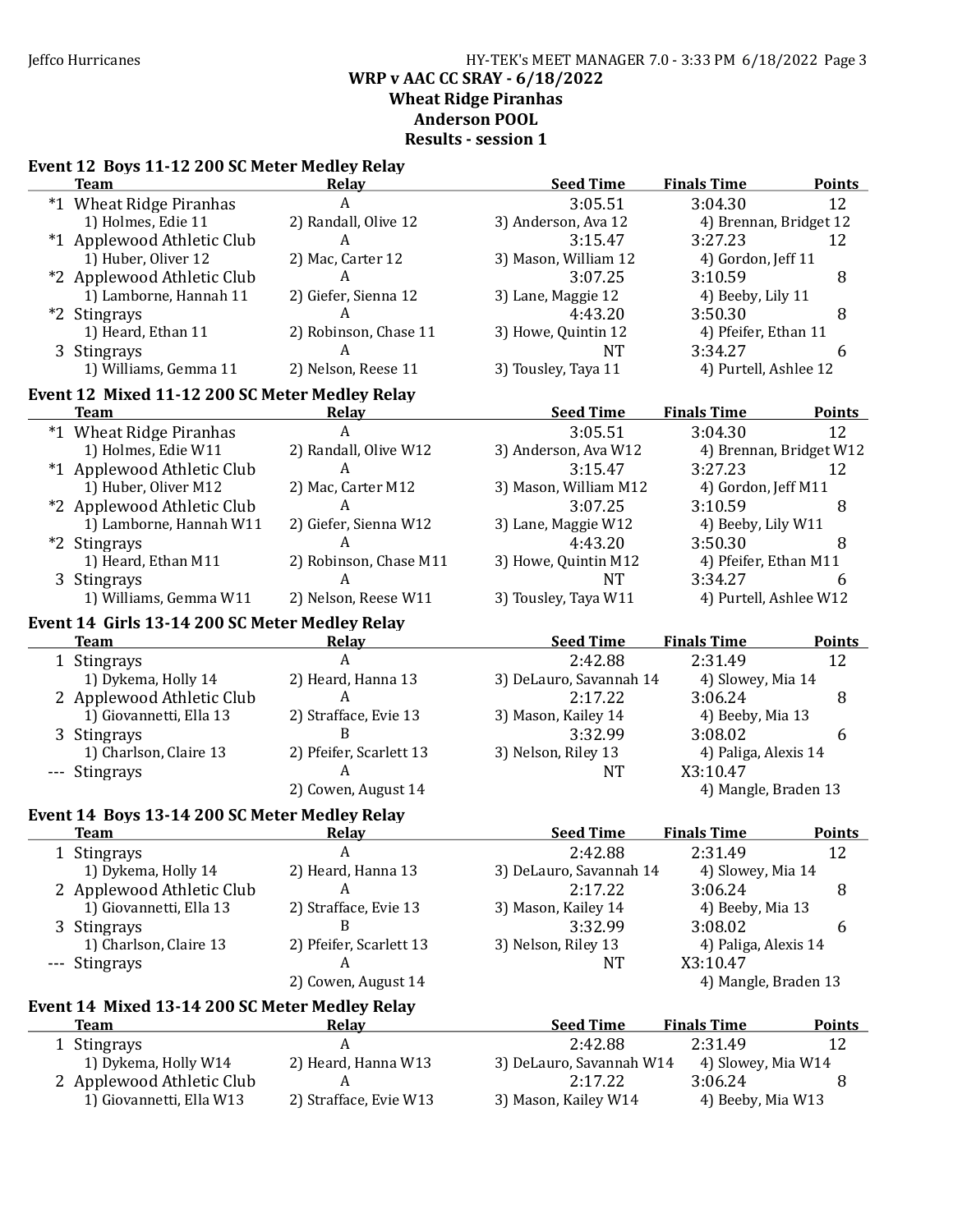**WRP v AAC CC SRAY - 6/18/2022**
**Wheat Ridge Piranhas**
**Anderson POOL**
**Results - session 1**

### Event 12 Boys 11-12 200 SC Meter Medley Relay

| | Team | Relay | Seed Time | Finals Time | Points |
|---|---|---|---|---|---|
| *1 | Wheat Ridge Piranhas | A | 3:05.51 | 3:04.30 | 12 |
| | 1) Holmes, Edie 11 | 2) Randall, Olive 12 | 3) Anderson, Ava 12 | 4) Brennan, Bridget 12 | |
| *1 | Applewood Athletic Club | A | 3:15.47 | 3:27.23 | 12 |
| | 1) Huber, Oliver 12 | 2) Mac, Carter 12 | 3) Mason, William 12 | 4) Gordon, Jeff 11 | |
| *2 | Applewood Athletic Club | A | 3:07.25 | 3:10.59 | 8 |
| | 1) Lamborne, Hannah 11 | 2) Giefer, Sienna 12 | 3) Lane, Maggie 12 | 4) Beeby, Lily 11 | |
| *2 | Stingrays | A | 4:43.20 | 3:50.30 | 8 |
| | 1) Heard, Ethan 11 | 2) Robinson, Chase 11 | 3) Howe, Quintin 12 | 4) Pfeifer, Ethan 11 | |
| 3 | Stingrays | A | NT | 3:34.27 | 6 |
| | 1) Williams, Gemma 11 | 2) Nelson, Reese 11 | 3) Tousley, Taya 11 | 4) Purtell, Ashlee 12 | |

### Event 12 Mixed 11-12 200 SC Meter Medley Relay

| | Team | Relay | Seed Time | Finals Time | Points |
|---|---|---|---|---|---|
| *1 | Wheat Ridge Piranhas | A | 3:05.51 | 3:04.30 | 12 |
| | 1) Holmes, Edie W11 | 2) Randall, Olive W12 | 3) Anderson, Ava W12 | 4) Brennan, Bridget W12 | |
| *1 | Applewood Athletic Club | A | 3:15.47 | 3:27.23 | 12 |
| | 1) Huber, Oliver M12 | 2) Mac, Carter M12 | 3) Mason, William M12 | 4) Gordon, Jeff M11 | |
| *2 | Applewood Athletic Club | A | 3:07.25 | 3:10.59 | 8 |
| | 1) Lamborne, Hannah W11 | 2) Giefer, Sienna W12 | 3) Lane, Maggie W12 | 4) Beeby, Lily W11 | |
| *2 | Stingrays | A | 4:43.20 | 3:50.30 | 8 |
| | 1) Heard, Ethan M11 | 2) Robinson, Chase M11 | 3) Howe, Quintin M12 | 4) Pfeifer, Ethan M11 | |
| 3 | Stingrays | A | NT | 3:34.27 | 6 |
| | 1) Williams, Gemma W11 | 2) Nelson, Reese W11 | 3) Tousley, Taya W11 | 4) Purtell, Ashlee W12 | |

### Event 14 Girls 13-14 200 SC Meter Medley Relay

| | Team | Relay | Seed Time | Finals Time | Points |
|---|---|---|---|---|---|
| 1 | Stingrays | A | 2:42.88 | 2:31.49 | 12 |
| | 1) Dykema, Holly 14 | 2) Heard, Hanna 13 | 3) DeLauro, Savannah 14 | 4) Slowey, Mia 14 | |
| 2 | Applewood Athletic Club | A | 2:17.22 | 3:06.24 | 8 |
| | 1) Giovannetti, Ella 13 | 2) Strafface, Evie 13 | 3) Mason, Kailey 14 | 4) Beeby, Mia 13 | |
| 3 | Stingrays | B | 3:32.99 | 3:08.02 | 6 |
| | 1) Charlson, Claire 13 | 2) Pfeifer, Scarlett 13 | 3) Nelson, Riley 13 | 4) Paliga, Alexis 14 | |
| --- | Stingrays | A | NT | X3:10.47 | |
| | | 2) Cowen, August 14 | | 4) Mangle, Braden 13 | |

### Event 14 Boys 13-14 200 SC Meter Medley Relay

| | Team | Relay | Seed Time | Finals Time | Points |
|---|---|---|---|---|---|
| 1 | Stingrays | A | 2:42.88 | 2:31.49 | 12 |
| | 1) Dykema, Holly 14 | 2) Heard, Hanna 13 | 3) DeLauro, Savannah 14 | 4) Slowey, Mia 14 | |
| 2 | Applewood Athletic Club | A | 2:17.22 | 3:06.24 | 8 |
| | 1) Giovannetti, Ella 13 | 2) Strafface, Evie 13 | 3) Mason, Kailey 14 | 4) Beeby, Mia 13 | |
| 3 | Stingrays | B | 3:32.99 | 3:08.02 | 6 |
| | 1) Charlson, Claire 13 | 2) Pfeifer, Scarlett 13 | 3) Nelson, Riley 13 | 4) Paliga, Alexis 14 | |
| --- | Stingrays | A | NT | X3:10.47 | |
| | | 2) Cowen, August 14 | | 4) Mangle, Braden 13 | |

### Event 14 Mixed 13-14 200 SC Meter Medley Relay

| | Team | Relay | Seed Time | Finals Time | Points |
|---|---|---|---|---|---|
| 1 | Stingrays | A | 2:42.88 | 2:31.49 | 12 |
| | 1) Dykema, Holly W14 | 2) Heard, Hanna W13 | 3) DeLauro, Savannah W14 | 4) Slowey, Mia W14 | |
| 2 | Applewood Athletic Club | A | 2:17.22 | 3:06.24 | 8 |
| | 1) Giovannetti, Ella W13 | 2) Strafface, Evie W13 | 3) Mason, Kailey W14 | 4) Beeby, Mia W13 | |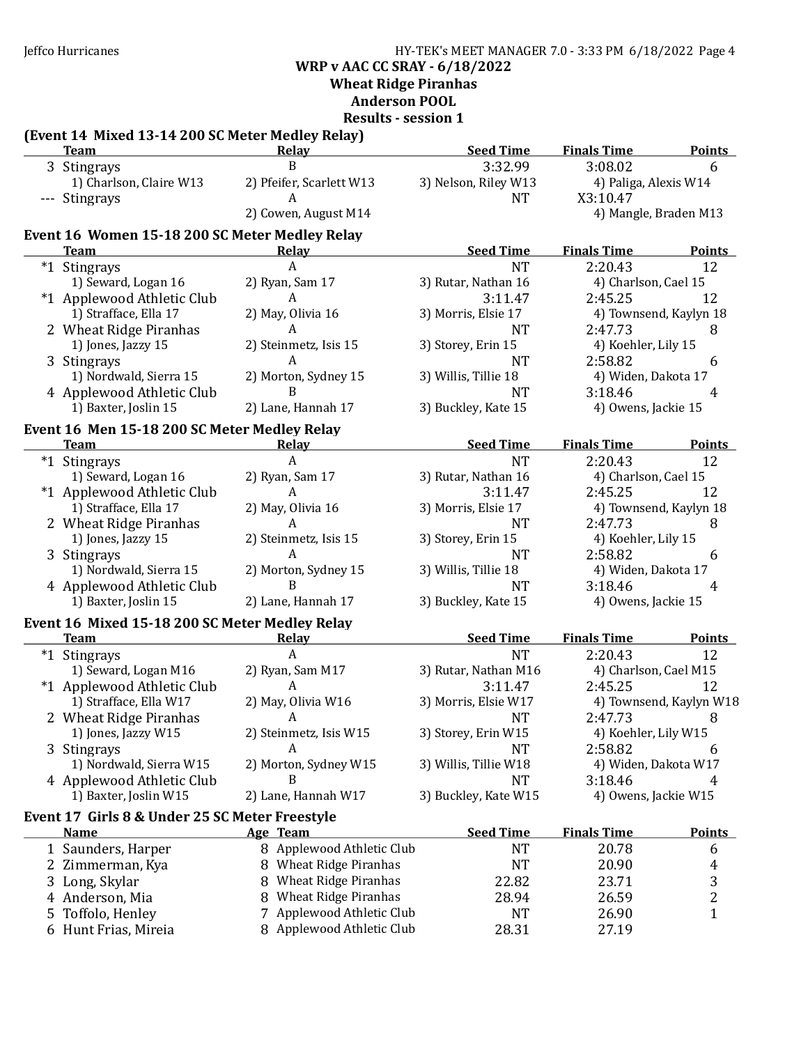## WRP v AAC CC SRAY - 6/18/2022
## Wheat Ridge Piranhas
## Anderson POOL
## Results - session 1

### (Event 14 Mixed 13-14 200 SC Meter Medley Relay)

| | Team | Relay | Seed Time | Finals Time | Points |
|---|---|---|---|---|---|
| 3 | Stingrays | B | 3:32.99 | 3:08.02 | 6 |
| | 1) Charlson, Claire W13 | 2) Pfeifer, Scarlett W13 | 3) Nelson, Riley W13 | 4) Paliga, Alexis W14 | |
| --- | Stingrays | A | NT | X3:10.47 | |
| | | 2) Cowen, August M14 | | 4) Mangle, Braden M13 | |

### Event 16 Women 15-18 200 SC Meter Medley Relay

| | Team | Relay | Seed Time | Finals Time | Points |
|---|---|---|---|---|---|
| *1 | Stingrays | A | NT | 2:20.43 | 12 |
| | 1) Seward, Logan 16 | 2) Ryan, Sam 17 | 3) Rutar, Nathan 16 | 4) Charlson, Cael 15 | |
| *1 | Applewood Athletic Club | A | 3:11.47 | 2:45.25 | 12 |
| | 1) Strafface, Ella 17 | 2) May, Olivia 16 | 3) Morris, Elsie 17 | 4) Townsend, Kaylyn 18 | |
| 2 | Wheat Ridge Piranhas | A | NT | 2:47.73 | 8 |
| | 1) Jones, Jazzy 15 | 2) Steinmetz, Isis 15 | 3) Storey, Erin 15 | 4) Koehler, Lily 15 | |
| 3 | Stingrays | A | NT | 2:58.82 | 6 |
| | 1) Nordwald, Sierra 15 | 2) Morton, Sydney 15 | 3) Willis, Tillie 18 | 4) Widen, Dakota 17 | |
| 4 | Applewood Athletic Club | B | NT | 3:18.46 | 4 |
| | 1) Baxter, Joslin 15 | 2) Lane, Hannah 17 | 3) Buckley, Kate 15 | 4) Owens, Jackie 15 | |

### Event 16 Men 15-18 200 SC Meter Medley Relay

| | Team | Relay | Seed Time | Finals Time | Points |
|---|---|---|---|---|---|
| *1 | Stingrays | A | NT | 2:20.43 | 12 |
| | 1) Seward, Logan 16 | 2) Ryan, Sam 17 | 3) Rutar, Nathan 16 | 4) Charlson, Cael 15 | |
| *1 | Applewood Athletic Club | A | 3:11.47 | 2:45.25 | 12 |
| | 1) Strafface, Ella 17 | 2) May, Olivia 16 | 3) Morris, Elsie 17 | 4) Townsend, Kaylyn 18 | |
| 2 | Wheat Ridge Piranhas | A | NT | 2:47.73 | 8 |
| | 1) Jones, Jazzy 15 | 2) Steinmetz, Isis 15 | 3) Storey, Erin 15 | 4) Koehler, Lily 15 | |
| 3 | Stingrays | A | NT | 2:58.82 | 6 |
| | 1) Nordwald, Sierra 15 | 2) Morton, Sydney 15 | 3) Willis, Tillie 18 | 4) Widen, Dakota 17 | |
| 4 | Applewood Athletic Club | B | NT | 3:18.46 | 4 |
| | 1) Baxter, Joslin 15 | 2) Lane, Hannah 17 | 3) Buckley, Kate 15 | 4) Owens, Jackie 15 | |

### Event 16 Mixed 15-18 200 SC Meter Medley Relay

| | Team | Relay | Seed Time | Finals Time | Points |
|---|---|---|---|---|---|
| *1 | Stingrays | A | NT | 2:20.43 | 12 |
| | 1) Seward, Logan M16 | 2) Ryan, Sam M17 | 3) Rutar, Nathan M16 | 4) Charlson, Cael M15 | |
| *1 | Applewood Athletic Club | A | 3:11.47 | 2:45.25 | 12 |
| | 1) Strafface, Ella W17 | 2) May, Olivia W16 | 3) Morris, Elsie W17 | 4) Townsend, Kaylyn W18 | |
| 2 | Wheat Ridge Piranhas | A | NT | 2:47.73 | 8 |
| | 1) Jones, Jazzy W15 | 2) Steinmetz, Isis W15 | 3) Storey, Erin W15 | 4) Koehler, Lily W15 | |
| 3 | Stingrays | A | NT | 2:58.82 | 6 |
| | 1) Nordwald, Sierra W15 | 2) Morton, Sydney W15 | 3) Willis, Tillie W18 | 4) Widen, Dakota W17 | |
| 4 | Applewood Athletic Club | B | NT | 3:18.46 | 4 |
| | 1) Baxter, Joslin W15 | 2) Lane, Hannah W17 | 3) Buckley, Kate W15 | 4) Owens, Jackie W15 | |

### Event 17 Girls 8 & Under 25 SC Meter Freestyle

| | Name | Age | Team | Seed Time | Finals Time | Points |
|---|---|---|---|---|---|---|
| 1 | Saunders, Harper | 8 | Applewood Athletic Club | NT | 20.78 | 6 |
| 2 | Zimmerman, Kya | 8 | Wheat Ridge Piranhas | NT | 20.90 | 4 |
| 3 | Long, Skylar | 8 | Wheat Ridge Piranhas | 22.82 | 23.71 | 3 |
| 4 | Anderson, Mia | 8 | Wheat Ridge Piranhas | 28.94 | 26.59 | 2 |
| 5 | Toffolo, Henley | 7 | Applewood Athletic Club | NT | 26.90 | 1 |
| 6 | Hunt Frias, Mireia | 8 | Applewood Athletic Club | 28.31 | 27.19 | |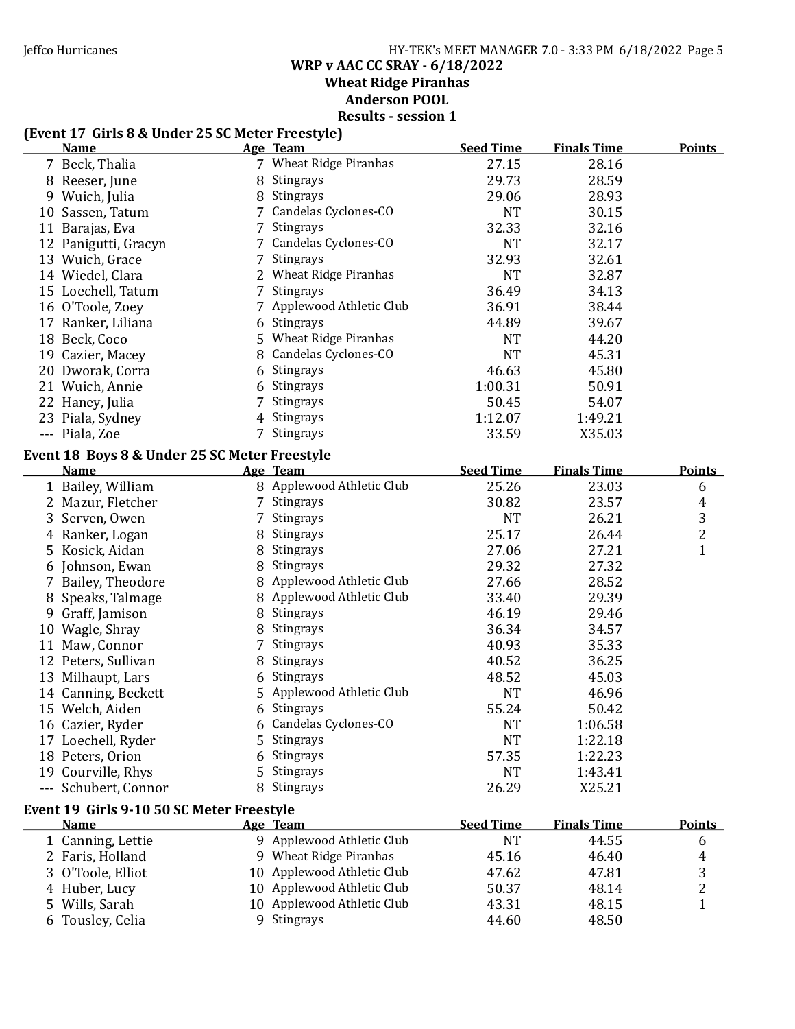**WRP v AAC CC SRAY - 6/18/2022**
**Wheat Ridge Piranhas**
**Anderson POOL**
**Results - session 1**

### (Event 17 Girls 8 & Under 25 SC Meter Freestyle)

| | Name | Age | Team | Seed Time | Finals Time | Points |
|---|---|---|---|---|---|---|
| 7 | Beck, Thalia | 7 | Wheat Ridge Piranhas | 27.15 | 28.16 | |
| 8 | Reeser, June | 8 | Stingrays | 29.73 | 28.59 | |
| 9 | Wuich, Julia | 8 | Stingrays | 29.06 | 28.93 | |
| 10 | Sassen, Tatum | 7 | Candelas Cyclones-CO | NT | 30.15 | |
| 11 | Barajas, Eva | 7 | Stingrays | 32.33 | 32.16 | |
| 12 | Panigutti, Gracyn | 7 | Candelas Cyclones-CO | NT | 32.17 | |
| 13 | Wuich, Grace | 7 | Stingrays | 32.93 | 32.61 | |
| 14 | Wiedel, Clara | 2 | Wheat Ridge Piranhas | NT | 32.87 | |
| 15 | Loechell, Tatum | 7 | Stingrays | 36.49 | 34.13 | |
| 16 | O'Toole, Zoey | 7 | Applewood Athletic Club | 36.91 | 38.44 | |
| 17 | Ranker, Liliana | 6 | Stingrays | 44.89 | 39.67 | |
| 18 | Beck, Coco | 5 | Wheat Ridge Piranhas | NT | 44.20 | |
| 19 | Cazier, Macey | 8 | Candelas Cyclones-CO | NT | 45.31 | |
| 20 | Dworak, Corra | 6 | Stingrays | 46.63 | 45.80 | |
| 21 | Wuich, Annie | 6 | Stingrays | 1:00.31 | 50.91 | |
| 22 | Haney, Julia | 7 | Stingrays | 50.45 | 54.07 | |
| 23 | Piala, Sydney | 4 | Stingrays | 1:12.07 | 1:49.21 | |
| --- | Piala, Zoe | 7 | Stingrays | 33.59 | X35.03 | |

### Event 18 Boys 8 & Under 25 SC Meter Freestyle

| | Name | Age | Team | Seed Time | Finals Time | Points |
|---|---|---|---|---|---|---|
| 1 | Bailey, William | 8 | Applewood Athletic Club | 25.26 | 23.03 | 6 |
| 2 | Mazur, Fletcher | 7 | Stingrays | 30.82 | 23.57 | 4 |
| 3 | Serven, Owen | 7 | Stingrays | NT | 26.21 | 3 |
| 4 | Ranker, Logan | 8 | Stingrays | 25.17 | 26.44 | 2 |
| 5 | Kosick, Aidan | 8 | Stingrays | 27.06 | 27.21 | 1 |
| 6 | Johnson, Ewan | 8 | Stingrays | 29.32 | 27.32 | |
| 7 | Bailey, Theodore | 8 | Applewood Athletic Club | 27.66 | 28.52 | |
| 8 | Speaks, Talmage | 8 | Applewood Athletic Club | 33.40 | 29.39 | |
| 9 | Graff, Jamison | 8 | Stingrays | 46.19 | 29.46 | |
| 10 | Wagle, Shray | 8 | Stingrays | 36.34 | 34.57 | |
| 11 | Maw, Connor | 7 | Stingrays | 40.93 | 35.33 | |
| 12 | Peters, Sullivan | 8 | Stingrays | 40.52 | 36.25 | |
| 13 | Milhaupt, Lars | 6 | Stingrays | 48.52 | 45.03 | |
| 14 | Canning, Beckett | 5 | Applewood Athletic Club | NT | 46.96 | |
| 15 | Welch, Aiden | 6 | Stingrays | 55.24 | 50.42 | |
| 16 | Cazier, Ryder | 6 | Candelas Cyclones-CO | NT | 1:06.58 | |
| 17 | Loechell, Ryder | 5 | Stingrays | NT | 1:22.18 | |
| 18 | Peters, Orion | 6 | Stingrays | 57.35 | 1:22.23 | |
| 19 | Courville, Rhys | 5 | Stingrays | NT | 1:43.41 | |
| --- | Schubert, Connor | 8 | Stingrays | 26.29 | X25.21 | |

### Event 19 Girls 9-10 50 SC Meter Freestyle

| | Name | Age | Team | Seed Time | Finals Time | Points |
|---|---|---|---|---|---|---|
| 1 | Canning, Lettie | 9 | Applewood Athletic Club | NT | 44.55 | 6 |
| 2 | Faris, Holland | 9 | Wheat Ridge Piranhas | 45.16 | 46.40 | 4 |
| 3 | O'Toole, Elliot | 10 | Applewood Athletic Club | 47.62 | 47.81 | 3 |
| 4 | Huber, Lucy | 10 | Applewood Athletic Club | 50.37 | 48.14 | 2 |
| 5 | Wills, Sarah | 10 | Applewood Athletic Club | 43.31 | 48.15 | 1 |
| 6 | Tousley, Celia | 9 | Stingrays | 44.60 | 48.50 | |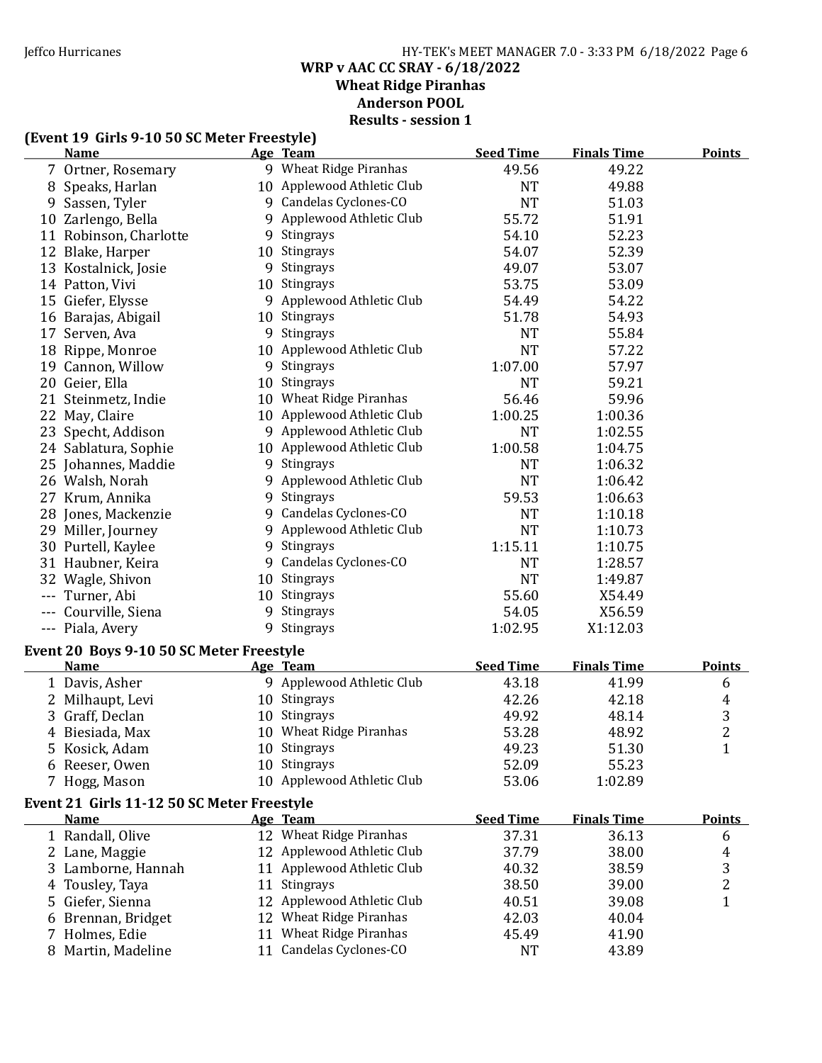## WRP v AAC CC SRAY - 6/18/2022
## Wheat Ridge Piranhas
## Anderson POOL
## Results - session 1

### (Event 19 Girls 9-10 50 SC Meter Freestyle)

| | Name | Age | Team | Seed Time | Finals Time | Points |
|---|---|---|---|---|---|---|
| 7 | Ortner, Rosemary | 9 | Wheat Ridge Piranhas | 49.56 | 49.22 | |
| 8 | Speaks, Harlan | 10 | Applewood Athletic Club | NT | 49.88 | |
| 9 | Sassen, Tyler | 9 | Candelas Cyclones-CO | NT | 51.03 | |
| 10 | Zarlengo, Bella | 9 | Applewood Athletic Club | 55.72 | 51.91 | |
| 11 | Robinson, Charlotte | 9 | Stingrays | 54.10 | 52.23 | |
| 12 | Blake, Harper | 10 | Stingrays | 54.07 | 52.39 | |
| 13 | Kostalnick, Josie | 9 | Stingrays | 49.07 | 53.07 | |
| 14 | Patton, Vivi | 10 | Stingrays | 53.75 | 53.09 | |
| 15 | Giefer, Elysse | 9 | Applewood Athletic Club | 54.49 | 54.22 | |
| 16 | Barajas, Abigail | 10 | Stingrays | 51.78 | 54.93 | |
| 17 | Serven, Ava | 9 | Stingrays | NT | 55.84 | |
| 18 | Rippe, Monroe | 10 | Applewood Athletic Club | NT | 57.22 | |
| 19 | Cannon, Willow | 9 | Stingrays | 1:07.00 | 57.97 | |
| 20 | Geier, Ella | 10 | Stingrays | NT | 59.21 | |
| 21 | Steinmetz, Indie | 10 | Wheat Ridge Piranhas | 56.46 | 59.96 | |
| 22 | May, Claire | 10 | Applewood Athletic Club | 1:00.25 | 1:00.36 | |
| 23 | Specht, Addison | 9 | Applewood Athletic Club | NT | 1:02.55 | |
| 24 | Sablatura, Sophie | 10 | Applewood Athletic Club | 1:00.58 | 1:04.75 | |
| 25 | Johannes, Maddie | 9 | Stingrays | NT | 1:06.32 | |
| 26 | Walsh, Norah | 9 | Applewood Athletic Club | NT | 1:06.42 | |
| 27 | Krum, Annika | 9 | Stingrays | 59.53 | 1:06.63 | |
| 28 | Jones, Mackenzie | 9 | Candelas Cyclones-CO | NT | 1:10.18 | |
| 29 | Miller, Journey | 9 | Applewood Athletic Club | NT | 1:10.73 | |
| 30 | Purtell, Kaylee | 9 | Stingrays | 1:15.11 | 1:10.75 | |
| 31 | Haubner, Keira | 9 | Candelas Cyclones-CO | NT | 1:28.57 | |
| 32 | Wagle, Shivon | 10 | Stingrays | NT | 1:49.87 | |
| --- | Turner, Abi | 10 | Stingrays | 55.60 | X54.49 | |
| --- | Courville, Siena | 9 | Stingrays | 54.05 | X56.59 | |
| --- | Piala, Avery | 9 | Stingrays | 1:02.95 | X1:12.03 | |

### Event 20 Boys 9-10 50 SC Meter Freestyle

| | Name | Age | Team | Seed Time | Finals Time | Points |
|---|---|---|---|---|---|---|
| 1 | Davis, Asher | 9 | Applewood Athletic Club | 43.18 | 41.99 | 6 |
| 2 | Milhaupt, Levi | 10 | Stingrays | 42.26 | 42.18 | 4 |
| 3 | Graff, Declan | 10 | Stingrays | 49.92 | 48.14 | 3 |
| 4 | Biesiada, Max | 10 | Wheat Ridge Piranhas | 53.28 | 48.92 | 2 |
| 5 | Kosick, Adam | 10 | Stingrays | 49.23 | 51.30 | 1 |
| 6 | Reeser, Owen | 10 | Stingrays | 52.09 | 55.23 | |
| 7 | Hogg, Mason | 10 | Applewood Athletic Club | 53.06 | 1:02.89 | |

### Event 21 Girls 11-12 50 SC Meter Freestyle

| | Name | Age | Team | Seed Time | Finals Time | Points |
|---|---|---|---|---|---|---|
| 1 | Randall, Olive | 12 | Wheat Ridge Piranhas | 37.31 | 36.13 | 6 |
| 2 | Lane, Maggie | 12 | Applewood Athletic Club | 37.79 | 38.00 | 4 |
| 3 | Lamborne, Hannah | 11 | Applewood Athletic Club | 40.32 | 38.59 | 3 |
| 4 | Tousley, Taya | 11 | Stingrays | 38.50 | 39.00 | 2 |
| 5 | Giefer, Sienna | 12 | Applewood Athletic Club | 40.51 | 39.08 | 1 |
| 6 | Brennan, Bridget | 12 | Wheat Ridge Piranhas | 42.03 | 40.04 | |
| 7 | Holmes, Edie | 11 | Wheat Ridge Piranhas | 45.49 | 41.90 | |
| 8 | Martin, Madeline | 11 | Candelas Cyclones-CO | NT | 43.89 | |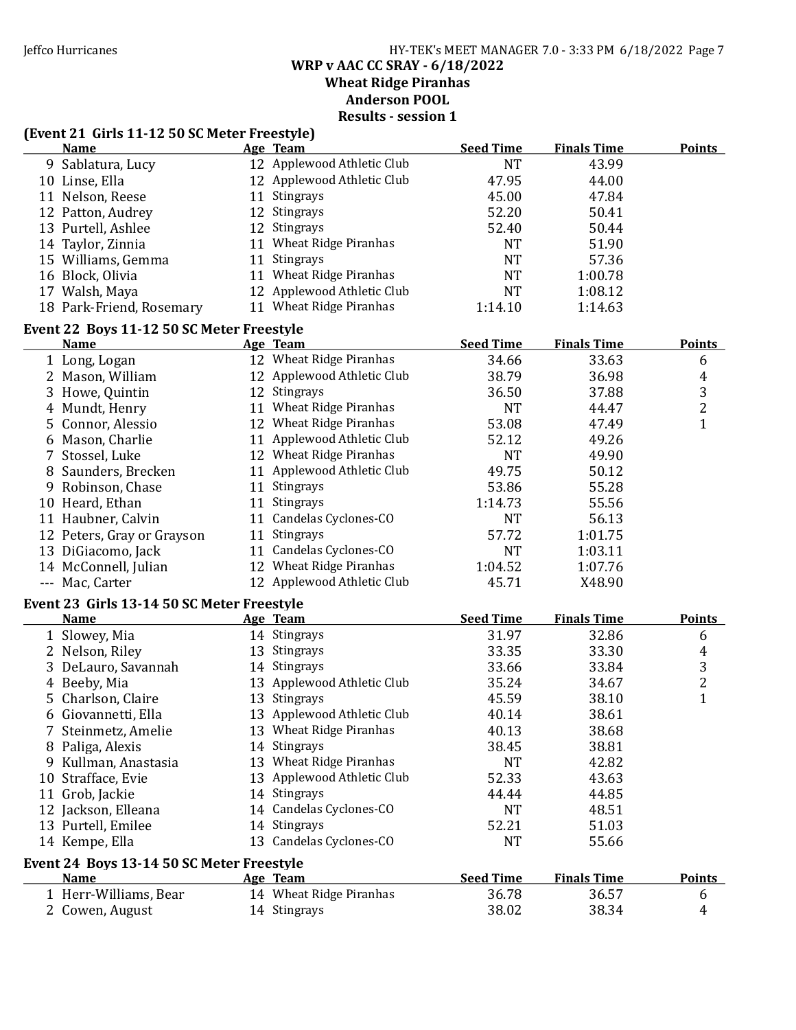**WRP v AAC CC SRAY - 6/18/2022**
**Wheat Ridge Piranhas**
**Anderson POOL**
**Results - session 1**

### (Event 21 Girls 11-12 50 SC Meter Freestyle)

| | Name | Age | Team | Seed Time | Finals Time | Points |
|---|---|---|---|---|---|---|
| 9 | Sablatura, Lucy | 12 | Applewood Athletic Club | NT | 43.99 | |
| 10 | Linse, Ella | 12 | Applewood Athletic Club | 47.95 | 44.00 | |
| 11 | Nelson, Reese | 11 | Stingrays | 45.00 | 47.84 | |
| 12 | Patton, Audrey | 12 | Stingrays | 52.20 | 50.41 | |
| 13 | Purtell, Ashlee | 12 | Stingrays | 52.40 | 50.44 | |
| 14 | Taylor, Zinnia | 11 | Wheat Ridge Piranhas | NT | 51.90 | |
| 15 | Williams, Gemma | 11 | Stingrays | NT | 57.36 | |
| 16 | Block, Olivia | 11 | Wheat Ridge Piranhas | NT | 1:00.78 | |
| 17 | Walsh, Maya | 12 | Applewood Athletic Club | NT | 1:08.12 | |
| 18 | Park-Friend, Rosemary | 11 | Wheat Ridge Piranhas | 1:14.10 | 1:14.63 | |

### Event 22 Boys 11-12 50 SC Meter Freestyle

| | Name | Age | Team | Seed Time | Finals Time | Points |
|---|---|---|---|---|---|---|
| 1 | Long, Logan | 12 | Wheat Ridge Piranhas | 34.66 | 33.63 | 6 |
| 2 | Mason, William | 12 | Applewood Athletic Club | 38.79 | 36.98 | 4 |
| 3 | Howe, Quintin | 12 | Stingrays | 36.50 | 37.88 | 3 |
| 4 | Mundt, Henry | 11 | Wheat Ridge Piranhas | NT | 44.47 | 2 |
| 5 | Connor, Alessio | 12 | Wheat Ridge Piranhas | 53.08 | 47.49 | 1 |
| 6 | Mason, Charlie | 11 | Applewood Athletic Club | 52.12 | 49.26 | |
| 7 | Stossel, Luke | 12 | Wheat Ridge Piranhas | NT | 49.90 | |
| 8 | Saunders, Brecken | 11 | Applewood Athletic Club | 49.75 | 50.12 | |
| 9 | Robinson, Chase | 11 | Stingrays | 53.86 | 55.28 | |
| 10 | Heard, Ethan | 11 | Stingrays | 1:14.73 | 55.56 | |
| 11 | Haubner, Calvin | 11 | Candelas Cyclones-CO | NT | 56.13 | |
| 12 | Peters, Gray or Grayson | 11 | Stingrays | 57.72 | 1:01.75 | |
| 13 | DiGiacomo, Jack | 11 | Candelas Cyclones-CO | NT | 1:03.11 | |
| 14 | McConnell, Julian | 12 | Wheat Ridge Piranhas | 1:04.52 | 1:07.76 | |
| --- | Mac, Carter | 12 | Applewood Athletic Club | 45.71 | X48.90 | |

### Event 23 Girls 13-14 50 SC Meter Freestyle

| | Name | Age | Team | Seed Time | Finals Time | Points |
|---|---|---|---|---|---|---|
| 1 | Slowey, Mia | 14 | Stingrays | 31.97 | 32.86 | 6 |
| 2 | Nelson, Riley | 13 | Stingrays | 33.35 | 33.30 | 4 |
| 3 | DeLauro, Savannah | 14 | Stingrays | 33.66 | 33.84 | 3 |
| 4 | Beeby, Mia | 13 | Applewood Athletic Club | 35.24 | 34.67 | 2 |
| 5 | Charlson, Claire | 13 | Stingrays | 45.59 | 38.10 | 1 |
| 6 | Giovannetti, Ella | 13 | Applewood Athletic Club | 40.14 | 38.61 | |
| 7 | Steinmetz, Amelie | 13 | Wheat Ridge Piranhas | 40.13 | 38.68 | |
| 8 | Paliga, Alexis | 14 | Stingrays | 38.45 | 38.81 | |
| 9 | Kullman, Anastasia | 13 | Wheat Ridge Piranhas | NT | 42.82 | |
| 10 | Strafface, Evie | 13 | Applewood Athletic Club | 52.33 | 43.63 | |
| 11 | Grob, Jackie | 14 | Stingrays | 44.44 | 44.85 | |
| 12 | Jackson, Elleana | 14 | Candelas Cyclones-CO | NT | 48.51 | |
| 13 | Purtell, Emilee | 14 | Stingrays | 52.21 | 51.03 | |
| 14 | Kempe, Ella | 13 | Candelas Cyclones-CO | NT | 55.66 | |

### Event 24 Boys 13-14 50 SC Meter Freestyle

| | Name | Age | Team | Seed Time | Finals Time | Points |
|---|---|---|---|---|---|---|
| 1 | Herr-Williams, Bear | 14 | Wheat Ridge Piranhas | 36.78 | 36.57 | 6 |
| 2 | Cowen, August | 14 | Stingrays | 38.02 | 38.34 | 4 |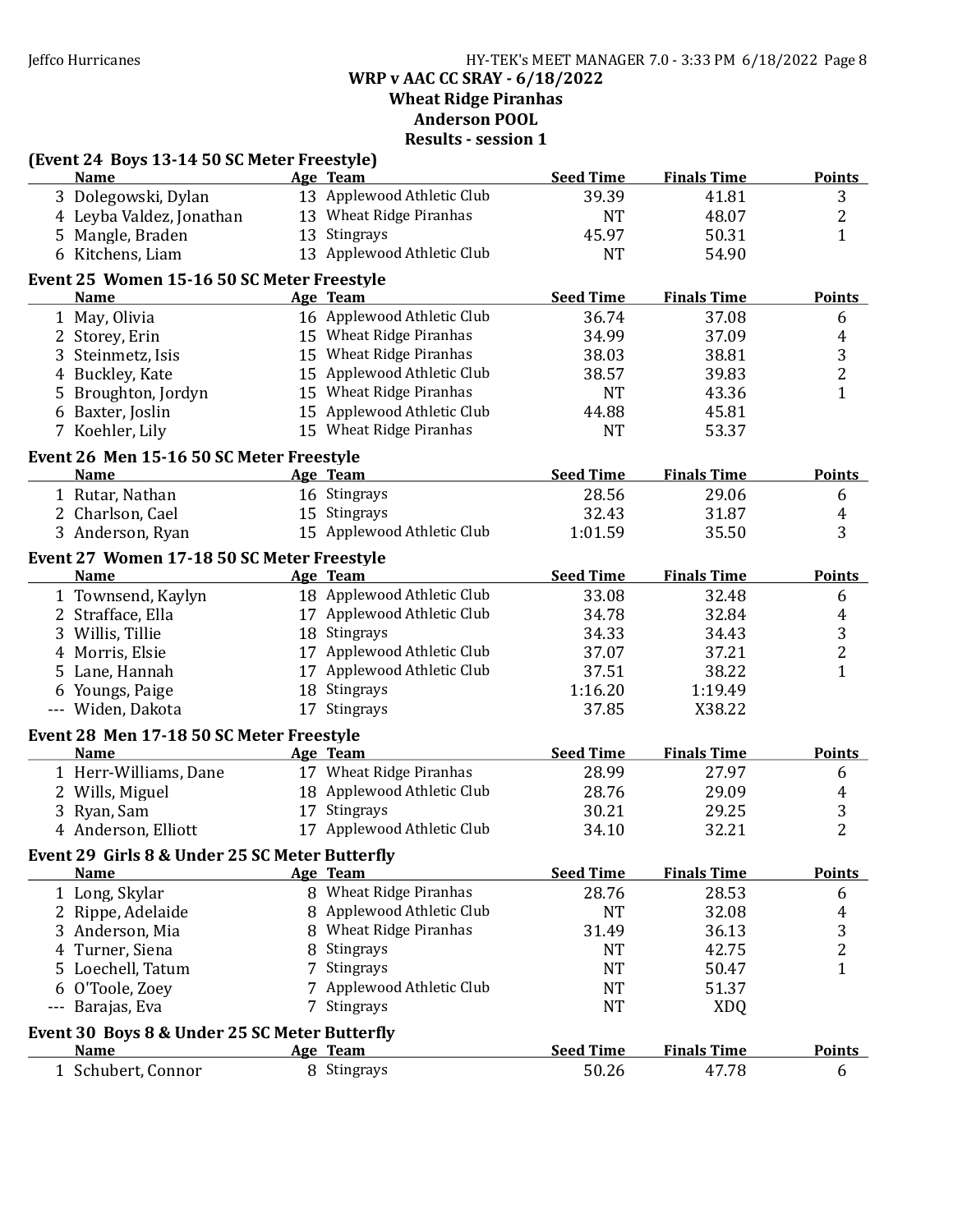## WRP v AAC CC SRAY - 6/18/2022
## Wheat Ridge Piranhas
## Anderson POOL
## Results - session 1

### (Event 24 Boys 13-14 50 SC Meter Freestyle)

| | Name | Age | Team | Seed Time | Finals Time | Points |
|---|---|---|---|---|---|---|
| 3 | Dolegowski, Dylan | 13 | Applewood Athletic Club | 39.39 | 41.81 | 3 |
| 4 | Leyba Valdez, Jonathan | 13 | Wheat Ridge Piranhas | NT | 48.07 | 2 |
| 5 | Mangle, Braden | 13 | Stingrays | 45.97 | 50.31 | 1 |
| 6 | Kitchens, Liam | 13 | Applewood Athletic Club | NT | 54.90 | |

### Event 25 Women 15-16 50 SC Meter Freestyle

| | Name | Age | Team | Seed Time | Finals Time | Points |
|---|---|---|---|---|---|---|
| 1 | May, Olivia | 16 | Applewood Athletic Club | 36.74 | 37.08 | 6 |
| 2 | Storey, Erin | 15 | Wheat Ridge Piranhas | 34.99 | 37.09 | 4 |
| 3 | Steinmetz, Isis | 15 | Wheat Ridge Piranhas | 38.03 | 38.81 | 3 |
| 4 | Buckley, Kate | 15 | Applewood Athletic Club | 38.57 | 39.83 | 2 |
| 5 | Broughton, Jordyn | 15 | Wheat Ridge Piranhas | NT | 43.36 | 1 |
| 6 | Baxter, Joslin | 15 | Applewood Athletic Club | 44.88 | 45.81 | |
| 7 | Koehler, Lily | 15 | Wheat Ridge Piranhas | NT | 53.37 | |

### Event 26 Men 15-16 50 SC Meter Freestyle

| | Name | Age | Team | Seed Time | Finals Time | Points |
|---|---|---|---|---|---|---|
| 1 | Rutar, Nathan | 16 | Stingrays | 28.56 | 29.06 | 6 |
| 2 | Charlson, Cael | 15 | Stingrays | 32.43 | 31.87 | 4 |
| 3 | Anderson, Ryan | 15 | Applewood Athletic Club | 1:01.59 | 35.50 | 3 |

### Event 27 Women 17-18 50 SC Meter Freestyle

| | Name | Age | Team | Seed Time | Finals Time | Points |
|---|---|---|---|---|---|---|
| 1 | Townsend, Kaylyn | 18 | Applewood Athletic Club | 33.08 | 32.48 | 6 |
| 2 | Strafface, Ella | 17 | Applewood Athletic Club | 34.78 | 32.84 | 4 |
| 3 | Willis, Tillie | 18 | Stingrays | 34.33 | 34.43 | 3 |
| 4 | Morris, Elsie | 17 | Applewood Athletic Club | 37.07 | 37.21 | 2 |
| 5 | Lane, Hannah | 17 | Applewood Athletic Club | 37.51 | 38.22 | 1 |
| 6 | Youngs, Paige | 18 | Stingrays | 1:16.20 | 1:19.49 | |
| --- | Widen, Dakota | 17 | Stingrays | 37.85 | X38.22 | |

### Event 28 Men 17-18 50 SC Meter Freestyle

| | Name | Age | Team | Seed Time | Finals Time | Points |
|---|---|---|---|---|---|---|
| 1 | Herr-Williams, Dane | 17 | Wheat Ridge Piranhas | 28.99 | 27.97 | 6 |
| 2 | Wills, Miguel | 18 | Applewood Athletic Club | 28.76 | 29.09 | 4 |
| 3 | Ryan, Sam | 17 | Stingrays | 30.21 | 29.25 | 3 |
| 4 | Anderson, Elliott | 17 | Applewood Athletic Club | 34.10 | 32.21 | 2 |

### Event 29 Girls 8 & Under 25 SC Meter Butterfly

| | Name | Age | Team | Seed Time | Finals Time | Points |
|---|---|---|---|---|---|---|
| 1 | Long, Skylar | 8 | Wheat Ridge Piranhas | 28.76 | 28.53 | 6 |
| 2 | Rippe, Adelaide | 8 | Applewood Athletic Club | NT | 32.08 | 4 |
| 3 | Anderson, Mia | 8 | Wheat Ridge Piranhas | 31.49 | 36.13 | 3 |
| 4 | Turner, Siena | 8 | Stingrays | NT | 42.75 | 2 |
| 5 | Loechell, Tatum | 7 | Stingrays | NT | 50.47 | 1 |
| 6 | O'Toole, Zoey | 7 | Applewood Athletic Club | NT | 51.37 | |
| --- | Barajas, Eva | 7 | Stingrays | NT | XDQ | |

### Event 30 Boys 8 & Under 25 SC Meter Butterfly

| | Name | Age | Team | Seed Time | Finals Time | Points |
|---|---|---|---|---|---|---|
| 1 | Schubert, Connor | 8 | Stingrays | 50.26 | 47.78 | 6 |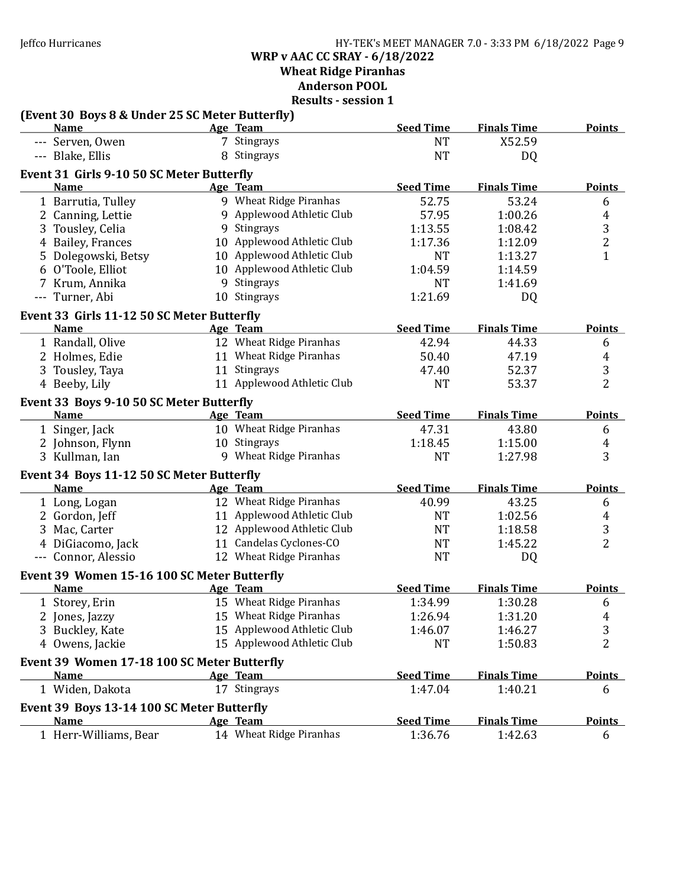# WRP v AAC CC SRAY - 6/18/2022
## Wheat Ridge Piranhas
## Anderson POOL
## Results - session 1

### (Event 30 Boys 8 & Under 25 SC Meter Butterfly)

| | Name | Age | Team | Seed Time | Finals Time | Points |
|---|---|---|---|---|---|---|
| --- | Serven, Owen | 7 | Stingrays | NT | X52.59 | |
| --- | Blake, Ellis | 8 | Stingrays | NT | DQ | |

### Event 31 Girls 9-10 50 SC Meter Butterfly

| | Name | Age | Team | Seed Time | Finals Time | Points |
|---|---|---|---|---|---|---|
| 1 | Barrutia, Tulley | 9 | Wheat Ridge Piranhas | 52.75 | 53.24 | 6 |
| 2 | Canning, Lettie | 9 | Applewood Athletic Club | 57.95 | 1:00.26 | 4 |
| 3 | Tousley, Celia | 9 | Stingrays | 1:13.55 | 1:08.42 | 3 |
| 4 | Bailey, Frances | 10 | Applewood Athletic Club | 1:17.36 | 1:12.09 | 2 |
| 5 | Dolegowski, Betsy | 10 | Applewood Athletic Club | NT | 1:13.27 | 1 |
| 6 | O'Toole, Elliot | 10 | Applewood Athletic Club | 1:04.59 | 1:14.59 | |
| 7 | Krum, Annika | 9 | Stingrays | NT | 1:41.69 | |
| --- | Turner, Abi | 10 | Stingrays | 1:21.69 | DQ | |

### Event 33 Girls 11-12 50 SC Meter Butterfly

| | Name | Age | Team | Seed Time | Finals Time | Points |
|---|---|---|---|---|---|---|
| 1 | Randall, Olive | 12 | Wheat Ridge Piranhas | 42.94 | 44.33 | 6 |
| 2 | Holmes, Edie | 11 | Wheat Ridge Piranhas | 50.40 | 47.19 | 4 |
| 3 | Tousley, Taya | 11 | Stingrays | 47.40 | 52.37 | 3 |
| 4 | Beeby, Lily | 11 | Applewood Athletic Club | NT | 53.37 | 2 |

### Event 33 Boys 9-10 50 SC Meter Butterfly

| | Name | Age | Team | Seed Time | Finals Time | Points |
|---|---|---|---|---|---|---|
| 1 | Singer, Jack | 10 | Wheat Ridge Piranhas | 47.31 | 43.80 | 6 |
| 2 | Johnson, Flynn | 10 | Stingrays | 1:18.45 | 1:15.00 | 4 |
| 3 | Kullman, Ian | 9 | Wheat Ridge Piranhas | NT | 1:27.98 | 3 |

### Event 34 Boys 11-12 50 SC Meter Butterfly

| | Name | Age | Team | Seed Time | Finals Time | Points |
|---|---|---|---|---|---|---|
| 1 | Long, Logan | 12 | Wheat Ridge Piranhas | 40.99 | 43.25 | 6 |
| 2 | Gordon, Jeff | 11 | Applewood Athletic Club | NT | 1:02.56 | 4 |
| 3 | Mac, Carter | 12 | Applewood Athletic Club | NT | 1:18.58 | 3 |
| 4 | DiGiacomo, Jack | 11 | Candelas Cyclones-CO | NT | 1:45.22 | 2 |
| --- | Connor, Alessio | 12 | Wheat Ridge Piranhas | NT | DQ | |

### Event 39 Women 15-16 100 SC Meter Butterfly

| | Name | Age | Team | Seed Time | Finals Time | Points |
|---|---|---|---|---|---|---|
| 1 | Storey, Erin | 15 | Wheat Ridge Piranhas | 1:34.99 | 1:30.28 | 6 |
| 2 | Jones, Jazzy | 15 | Wheat Ridge Piranhas | 1:26.94 | 1:31.20 | 4 |
| 3 | Buckley, Kate | 15 | Applewood Athletic Club | 1:46.07 | 1:46.27 | 3 |
| 4 | Owens, Jackie | 15 | Applewood Athletic Club | NT | 1:50.83 | 2 |

### Event 39 Women 17-18 100 SC Meter Butterfly

| | Name | Age | Team | Seed Time | Finals Time | Points |
|---|---|---|---|---|---|---|
| 1 | Widen, Dakota | 17 | Stingrays | 1:47.04 | 1:40.21 | 6 |

### Event 39 Boys 13-14 100 SC Meter Butterfly

| | Name | Age | Team | Seed Time | Finals Time | Points |
|---|---|---|---|---|---|---|
| 1 | Herr-Williams, Bear | 14 | Wheat Ridge Piranhas | 1:36.76 | 1:42.63 | 6 |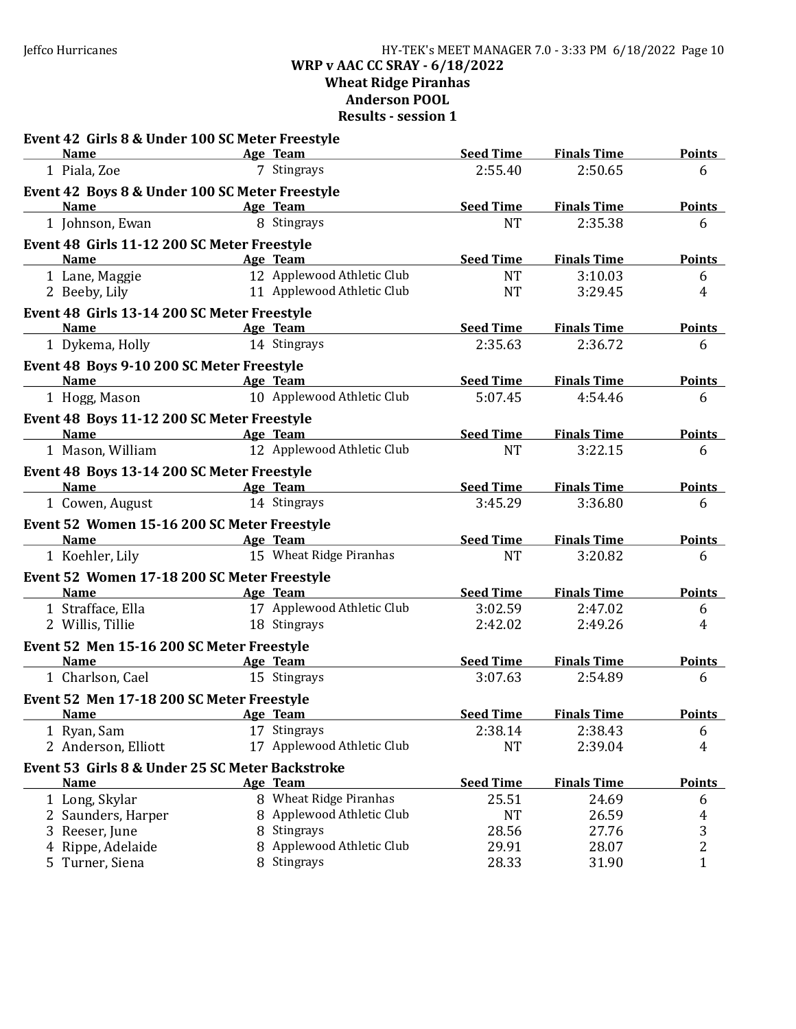# WRP v AAC CC SRAY - 6/18/2022
## Wheat Ridge Piranhas
## Anderson POOL
## Results - session 1

### Event 42 Girls 8 & Under 100 SC Meter Freestyle

| | Name | Age | Team | Seed Time | Finals Time | Points |
|---|---|---|---|---|---|---|
| 1 | Piala, Zoe | 7 | Stingrays | 2:55.40 | 2:50.65 | 6 |

### Event 42 Boys 8 & Under 100 SC Meter Freestyle

| | Name | Age | Team | Seed Time | Finals Time | Points |
|---|---|---|---|---|---|---|
| 1 | Johnson, Ewan | 8 | Stingrays | NT | 2:35.38 | 6 |

### Event 48 Girls 11-12 200 SC Meter Freestyle

| | Name | Age | Team | Seed Time | Finals Time | Points |
|---|---|---|---|---|---|---|
| 1 | Lane, Maggie | 12 | Applewood Athletic Club | NT | 3:10.03 | 6 |
| 2 | Beeby, Lily | 11 | Applewood Athletic Club | NT | 3:29.45 | 4 |

### Event 48 Girls 13-14 200 SC Meter Freestyle

| | Name | Age | Team | Seed Time | Finals Time | Points |
|---|---|---|---|---|---|---|
| 1 | Dykema, Holly | 14 | Stingrays | 2:35.63 | 2:36.72 | 6 |

### Event 48 Boys 9-10 200 SC Meter Freestyle

| | Name | Age | Team | Seed Time | Finals Time | Points |
|---|---|---|---|---|---|---|
| 1 | Hogg, Mason | 10 | Applewood Athletic Club | 5:07.45 | 4:54.46 | 6 |

### Event 48 Boys 11-12 200 SC Meter Freestyle

| | Name | Age | Team | Seed Time | Finals Time | Points |
|---|---|---|---|---|---|---|
| 1 | Mason, William | 12 | Applewood Athletic Club | NT | 3:22.15 | 6 |

### Event 48 Boys 13-14 200 SC Meter Freestyle

| | Name | Age | Team | Seed Time | Finals Time | Points |
|---|---|---|---|---|---|---|
| 1 | Cowen, August | 14 | Stingrays | 3:45.29 | 3:36.80 | 6 |

### Event 52 Women 15-16 200 SC Meter Freestyle

| | Name | Age | Team | Seed Time | Finals Time | Points |
|---|---|---|---|---|---|---|
| 1 | Koehler, Lily | 15 | Wheat Ridge Piranhas | NT | 3:20.82 | 6 |

### Event 52 Women 17-18 200 SC Meter Freestyle

| | Name | Age | Team | Seed Time | Finals Time | Points |
|---|---|---|---|---|---|---|
| 1 | Strafface, Ella | 17 | Applewood Athletic Club | 3:02.59 | 2:47.02 | 6 |
| 2 | Willis, Tillie | 18 | Stingrays | 2:42.02 | 2:49.26 | 4 |

### Event 52 Men 15-16 200 SC Meter Freestyle

| | Name | Age | Team | Seed Time | Finals Time | Points |
|---|---|---|---|---|---|---|
| 1 | Charlson, Cael | 15 | Stingrays | 3:07.63 | 2:54.89 | 6 |

### Event 52 Men 17-18 200 SC Meter Freestyle

| | Name | Age | Team | Seed Time | Finals Time | Points |
|---|---|---|---|---|---|---|
| 1 | Ryan, Sam | 17 | Stingrays | 2:38.14 | 2:38.43 | 6 |
| 2 | Anderson, Elliott | 17 | Applewood Athletic Club | NT | 2:39.04 | 4 |

### Event 53 Girls 8 & Under 25 SC Meter Backstroke

| | Name | Age | Team | Seed Time | Finals Time | Points |
|---|---|---|---|---|---|---|
| 1 | Long, Skylar | 8 | Wheat Ridge Piranhas | 25.51 | 24.69 | 6 |
| 2 | Saunders, Harper | 8 | Applewood Athletic Club | NT | 26.59 | 4 |
| 3 | Reeser, June | 8 | Stingrays | 28.56 | 27.76 | 3 |
| 4 | Rippe, Adelaide | 8 | Applewood Athletic Club | 29.91 | 28.07 | 2 |
| 5 | Turner, Siena | 8 | Stingrays | 28.33 | 31.90 | 1 |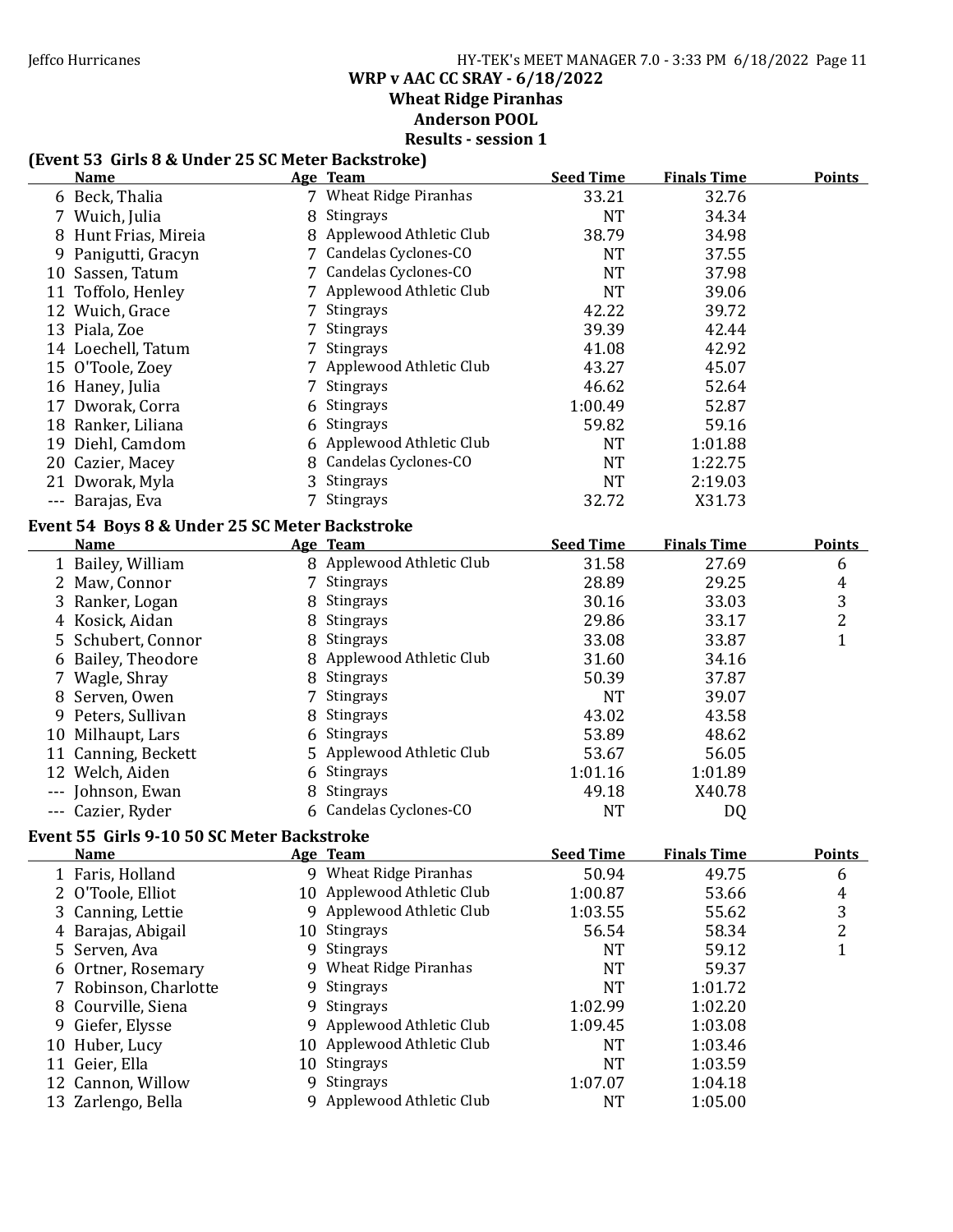# WRP v AAC CC SRAY - 6/18/2022

## Wheat Ridge Piranhas

## Anderson POOL

## Results - session 1

### (Event 53 Girls 8 & Under 25 SC Meter Backstroke)

| | Name | Age | Team | Seed Time | Finals Time | Points |
|---|---|---|---|---|---|---|
| 6 | Beck, Thalia | 7 | Wheat Ridge Piranhas | 33.21 | 32.76 | |
| 7 | Wuich, Julia | 8 | Stingrays | NT | 34.34 | |
| 8 | Hunt Frias, Mireia | 8 | Applewood Athletic Club | 38.79 | 34.98 | |
| 9 | Panigutti, Gracyn | 7 | Candelas Cyclones-CO | NT | 37.55 | |
| 10 | Sassen, Tatum | 7 | Candelas Cyclones-CO | NT | 37.98 | |
| 11 | Toffolo, Henley | 7 | Applewood Athletic Club | NT | 39.06 | |
| 12 | Wuich, Grace | 7 | Stingrays | 42.22 | 39.72 | |
| 13 | Piala, Zoe | 7 | Stingrays | 39.39 | 42.44 | |
| 14 | Loechell, Tatum | 7 | Stingrays | 41.08 | 42.92 | |
| 15 | O'Toole, Zoey | 7 | Applewood Athletic Club | 43.27 | 45.07 | |
| 16 | Haney, Julia | 7 | Stingrays | 46.62 | 52.64 | |
| 17 | Dworak, Corra | 6 | Stingrays | 1:00.49 | 52.87 | |
| 18 | Ranker, Liliana | 6 | Stingrays | 59.82 | 59.16 | |
| 19 | Diehl, Camdom | 6 | Applewood Athletic Club | NT | 1:01.88 | |
| 20 | Cazier, Macey | 8 | Candelas Cyclones-CO | NT | 1:22.75 | |
| 21 | Dworak, Myla | 3 | Stingrays | NT | 2:19.03 | |
| --- | Barajas, Eva | 7 | Stingrays | 32.72 | X31.73 | |

### Event 54 Boys 8 & Under 25 SC Meter Backstroke

| | Name | Age | Team | Seed Time | Finals Time | Points |
|---|---|---|---|---|---|---|
| 1 | Bailey, William | 8 | Applewood Athletic Club | 31.58 | 27.69 | 6 |
| 2 | Maw, Connor | 7 | Stingrays | 28.89 | 29.25 | 4 |
| 3 | Ranker, Logan | 8 | Stingrays | 30.16 | 33.03 | 3 |
| 4 | Kosick, Aidan | 8 | Stingrays | 29.86 | 33.17 | 2 |
| 5 | Schubert, Connor | 8 | Stingrays | 33.08 | 33.87 | 1 |
| 6 | Bailey, Theodore | 8 | Applewood Athletic Club | 31.60 | 34.16 | |
| 7 | Wagle, Shray | 8 | Stingrays | 50.39 | 37.87 | |
| 8 | Serven, Owen | 7 | Stingrays | NT | 39.07 | |
| 9 | Peters, Sullivan | 8 | Stingrays | 43.02 | 43.58 | |
| 10 | Milhaupt, Lars | 6 | Stingrays | 53.89 | 48.62 | |
| 11 | Canning, Beckett | 5 | Applewood Athletic Club | 53.67 | 56.05 | |
| 12 | Welch, Aiden | 6 | Stingrays | 1:01.16 | 1:01.89 | |
| --- | Johnson, Ewan | 8 | Stingrays | 49.18 | X40.78 | |
| --- | Cazier, Ryder | 6 | Candelas Cyclones-CO | NT | DQ | |

### Event 55 Girls 9-10 50 SC Meter Backstroke

| | Name | Age | Team | Seed Time | Finals Time | Points |
|---|---|---|---|---|---|---|
| 1 | Faris, Holland | 9 | Wheat Ridge Piranhas | 50.94 | 49.75 | 6 |
| 2 | O'Toole, Elliot | 10 | Applewood Athletic Club | 1:00.87 | 53.66 | 4 |
| 3 | Canning, Lettie | 9 | Applewood Athletic Club | 1:03.55 | 55.62 | 3 |
| 4 | Barajas, Abigail | 10 | Stingrays | 56.54 | 58.34 | 2 |
| 5 | Serven, Ava | 9 | Stingrays | NT | 59.12 | 1 |
| 6 | Ortner, Rosemary | 9 | Wheat Ridge Piranhas | NT | 59.37 | |
| 7 | Robinson, Charlotte | 9 | Stingrays | NT | 1:01.72 | |
| 8 | Courville, Siena | 9 | Stingrays | 1:02.99 | 1:02.20 | |
| 9 | Giefer, Elysse | 9 | Applewood Athletic Club | 1:09.45 | 1:03.08 | |
| 10 | Huber, Lucy | 10 | Applewood Athletic Club | NT | 1:03.46 | |
| 11 | Geier, Ella | 10 | Stingrays | NT | 1:03.59 | |
| 12 | Cannon, Willow | 9 | Stingrays | 1:07.07 | 1:04.18 | |
| 13 | Zarlengo, Bella | 9 | Applewood Athletic Club | NT | 1:05.00 | |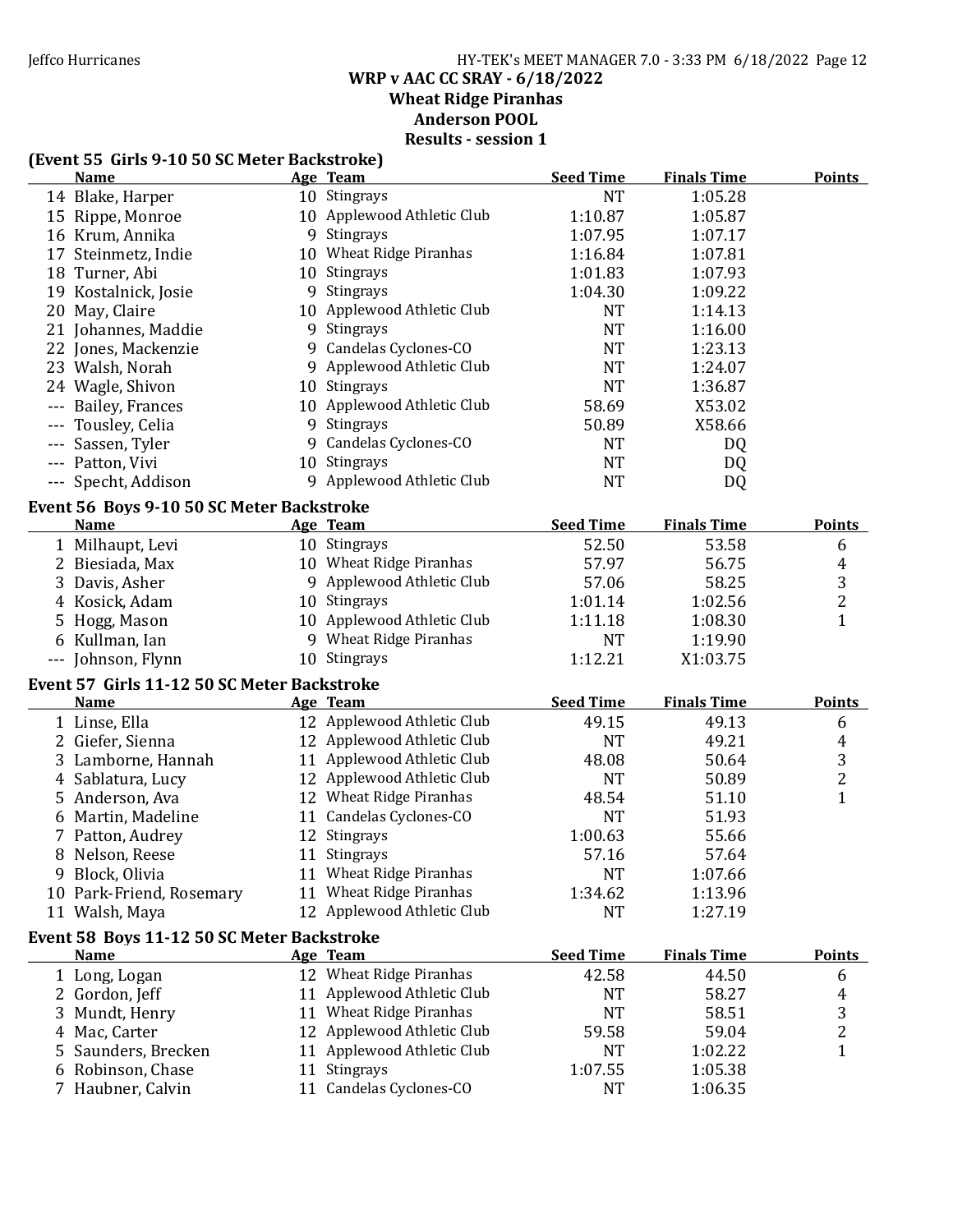# WRP v AAC CC SRAY - 6/18/2022

## Wheat Ridge Piranhas

## Anderson POOL

## Results - session 1

### (Event 55 Girls 9-10 50 SC Meter Backstroke)

| | Name | Age | Team | Seed Time | Finals Time | Points |
|---|---|---|---|---|---|---|
| 14 | Blake, Harper | 10 | Stingrays | NT | 1:05.28 | |
| 15 | Rippe, Monroe | 10 | Applewood Athletic Club | 1:10.87 | 1:05.87 | |
| 16 | Krum, Annika | 9 | Stingrays | 1:07.95 | 1:07.17 | |
| 17 | Steinmetz, Indie | 10 | Wheat Ridge Piranhas | 1:16.84 | 1:07.81 | |
| 18 | Turner, Abi | 10 | Stingrays | 1:01.83 | 1:07.93 | |
| 19 | Kostalnick, Josie | 9 | Stingrays | 1:04.30 | 1:09.22 | |
| 20 | May, Claire | 10 | Applewood Athletic Club | NT | 1:14.13 | |
| 21 | Johannes, Maddie | 9 | Stingrays | NT | 1:16.00 | |
| 22 | Jones, Mackenzie | 9 | Candelas Cyclones-CO | NT | 1:23.13 | |
| 23 | Walsh, Norah | 9 | Applewood Athletic Club | NT | 1:24.07 | |
| 24 | Wagle, Shivon | 10 | Stingrays | NT | 1:36.87 | |
| --- | Bailey, Frances | 10 | Applewood Athletic Club | 58.69 | X53.02 | |
| --- | Tousley, Celia | 9 | Stingrays | 50.89 | X58.66 | |
| --- | Sassen, Tyler | 9 | Candelas Cyclones-CO | NT | DQ | |
| --- | Patton, Vivi | 10 | Stingrays | NT | DQ | |
| --- | Specht, Addison | 9 | Applewood Athletic Club | NT | DQ | |

### Event 56 Boys 9-10 50 SC Meter Backstroke

| | Name | Age | Team | Seed Time | Finals Time | Points |
|---|---|---|---|---|---|---|
| 1 | Milhaupt, Levi | 10 | Stingrays | 52.50 | 53.58 | 6 |
| 2 | Biesiada, Max | 10 | Wheat Ridge Piranhas | 57.97 | 56.75 | 4 |
| 3 | Davis, Asher | 9 | Applewood Athletic Club | 57.06 | 58.25 | 3 |
| 4 | Kosick, Adam | 10 | Stingrays | 1:01.14 | 1:02.56 | 2 |
| 5 | Hogg, Mason | 10 | Applewood Athletic Club | 1:11.18 | 1:08.30 | 1 |
| 6 | Kullman, Ian | 9 | Wheat Ridge Piranhas | NT | 1:19.90 | |
| --- | Johnson, Flynn | 10 | Stingrays | 1:12.21 | X1:03.75 | |

### Event 57 Girls 11-12 50 SC Meter Backstroke

| | Name | Age | Team | Seed Time | Finals Time | Points |
|---|---|---|---|---|---|---|
| 1 | Linse, Ella | 12 | Applewood Athletic Club | 49.15 | 49.13 | 6 |
| 2 | Giefer, Sienna | 12 | Applewood Athletic Club | NT | 49.21 | 4 |
| 3 | Lamborne, Hannah | 11 | Applewood Athletic Club | 48.08 | 50.64 | 3 |
| 4 | Sablatura, Lucy | 12 | Applewood Athletic Club | NT | 50.89 | 2 |
| 5 | Anderson, Ava | 12 | Wheat Ridge Piranhas | 48.54 | 51.10 | 1 |
| 6 | Martin, Madeline | 11 | Candelas Cyclones-CO | NT | 51.93 | |
| 7 | Patton, Audrey | 12 | Stingrays | 1:00.63 | 55.66 | |
| 8 | Nelson, Reese | 11 | Stingrays | 57.16 | 57.64 | |
| 9 | Block, Olivia | 11 | Wheat Ridge Piranhas | NT | 1:07.66 | |
| 10 | Park-Friend, Rosemary | 11 | Wheat Ridge Piranhas | 1:34.62 | 1:13.96 | |
| 11 | Walsh, Maya | 12 | Applewood Athletic Club | NT | 1:27.19 | |

### Event 58 Boys 11-12 50 SC Meter Backstroke

| | Name | Age | Team | Seed Time | Finals Time | Points |
|---|---|---|---|---|---|---|
| 1 | Long, Logan | 12 | Wheat Ridge Piranhas | 42.58 | 44.50 | 6 |
| 2 | Gordon, Jeff | 11 | Applewood Athletic Club | NT | 58.27 | 4 |
| 3 | Mundt, Henry | 11 | Wheat Ridge Piranhas | NT | 58.51 | 3 |
| 4 | Mac, Carter | 12 | Applewood Athletic Club | 59.58 | 59.04 | 2 |
| 5 | Saunders, Brecken | 11 | Applewood Athletic Club | NT | 1:02.22 | 1 |
| 6 | Robinson, Chase | 11 | Stingrays | 1:07.55 | 1:05.38 | |
| 7 | Haubner, Calvin | 11 | Candelas Cyclones-CO | NT | 1:06.35 | |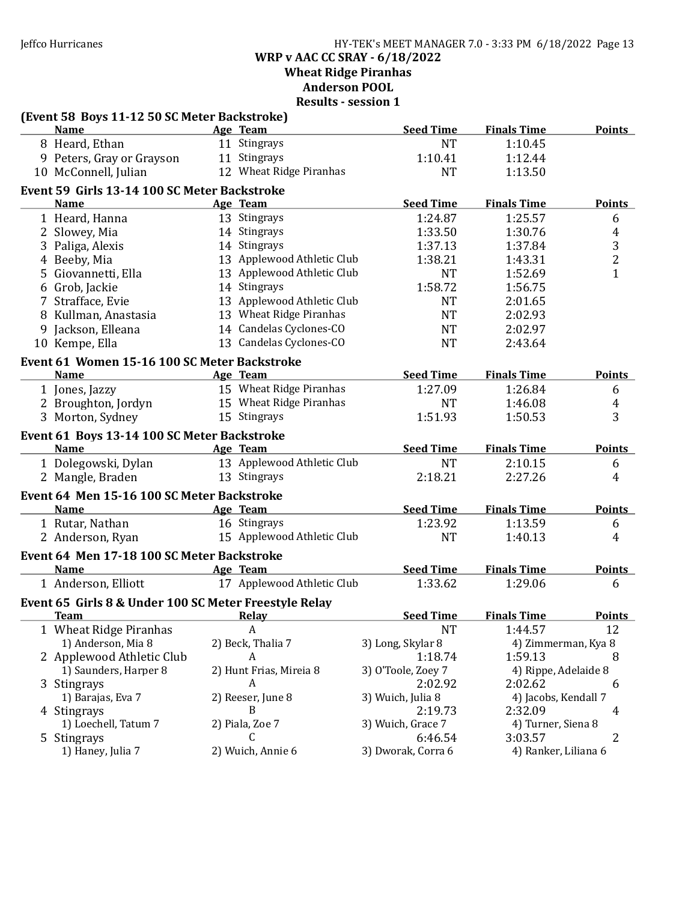**WRP v AAC CC SRAY - 6/18/2022**
**Wheat Ridge Piranhas**
**Anderson POOL**
**Results - session 1**

### (Event 58 Boys 11-12 50 SC Meter Backstroke)

| | Name | Age | Team | Seed Time | Finals Time | Points |
|---|---|---|---|---|---|---|
| 8 | Heard, Ethan | 11 | Stingrays | NT | 1:10.45 | |
| 9 | Peters, Gray or Grayson | 11 | Stingrays | 1:10.41 | 1:12.44 | |
| 10 | McConnell, Julian | 12 | Wheat Ridge Piranhas | NT | 1:13.50 | |

### Event 59 Girls 13-14 100 SC Meter Backstroke

| | Name | Age | Team | Seed Time | Finals Time | Points |
|---|---|---|---|---|---|---|
| 1 | Heard, Hanna | 13 | Stingrays | 1:24.87 | 1:25.57 | 6 |
| 2 | Slowey, Mia | 14 | Stingrays | 1:33.50 | 1:30.76 | 4 |
| 3 | Paliga, Alexis | 14 | Stingrays | 1:37.13 | 1:37.84 | 3 |
| 4 | Beeby, Mia | 13 | Applewood Athletic Club | 1:38.21 | 1:43.31 | 2 |
| 5 | Giovannetti, Ella | 13 | Applewood Athletic Club | NT | 1:52.69 | 1 |
| 6 | Grob, Jackie | 14 | Stingrays | 1:58.72 | 1:56.75 | |
| 7 | Strafface, Evie | 13 | Applewood Athletic Club | NT | 2:01.65 | |
| 8 | Kullman, Anastasia | 13 | Wheat Ridge Piranhas | NT | 2:02.93 | |
| 9 | Jackson, Elleana | 14 | Candelas Cyclones-CO | NT | 2:02.97 | |
| 10 | Kempe, Ella | 13 | Candelas Cyclones-CO | NT | 2:43.64 | |

### Event 61 Women 15-16 100 SC Meter Backstroke

| | Name | Age | Team | Seed Time | Finals Time | Points |
|---|---|---|---|---|---|---|
| 1 | Jones, Jazzy | 15 | Wheat Ridge Piranhas | 1:27.09 | 1:26.84 | 6 |
| 2 | Broughton, Jordyn | 15 | Wheat Ridge Piranhas | NT | 1:46.08 | 4 |
| 3 | Morton, Sydney | 15 | Stingrays | 1:51.93 | 1:50.53 | 3 |

### Event 61 Boys 13-14 100 SC Meter Backstroke

| | Name | Age | Team | Seed Time | Finals Time | Points |
|---|---|---|---|---|---|---|
| 1 | Dolegowski, Dylan | 13 | Applewood Athletic Club | NT | 2:10.15 | 6 |
| 2 | Mangle, Braden | 13 | Stingrays | 2:18.21 | 2:27.26 | 4 |

### Event 64 Men 15-16 100 SC Meter Backstroke

| | Name | Age | Team | Seed Time | Finals Time | Points |
|---|---|---|---|---|---|---|
| 1 | Rutar, Nathan | 16 | Stingrays | 1:23.92 | 1:13.59 | 6 |
| 2 | Anderson, Ryan | 15 | Applewood Athletic Club | NT | 1:40.13 | 4 |

### Event 64 Men 17-18 100 SC Meter Backstroke

| | Name | Age | Team | Seed Time | Finals Time | Points |
|---|---|---|---|---|---|---|
| 1 | Anderson, Elliott | 17 | Applewood Athletic Club | 1:33.62 | 1:29.06 | 6 |

### Event 65 Girls 8 & Under 100 SC Meter Freestyle Relay

| | Team | Relay | Seed Time | Finals Time | Points |
|---|---|---|---|---|---|
| 1 | Wheat Ridge Piranhas | A | NT | 1:44.57 | 12 |
| | 1) Anderson, Mia 8 | 2) Beck, Thalia 7 | 3) Long, Skylar 8 | 4) Zimmerman, Kya 8 | |
| 2 | Applewood Athletic Club | A | 1:18.74 | 1:59.13 | 8 |
| | 1) Saunders, Harper 8 | 2) Hunt Frias, Mireia 8 | 3) O'Toole, Zoey 7 | 4) Rippe, Adelaide 8 | |
| 3 | Stingrays | A | 2:02.92 | 2:02.62 | 6 |
| | 1) Barajas, Eva 7 | 2) Reeser, June 8 | 3) Wuich, Julia 8 | 4) Jacobs, Kendall 7 | |
| 4 | Stingrays | B | 2:19.73 | 2:32.09 | 4 |
| | 1) Loechell, Tatum 7 | 2) Piala, Zoe 7 | 3) Wuich, Grace 7 | 4) Turner, Siena 8 | |
| 5 | Stingrays | C | 6:46.54 | 3:03.57 | 2 |
| | 1) Haney, Julia 7 | 2) Wuich, Annie 6 | 3) Dworak, Corra 6 | 4) Ranker, Liliana 6 | |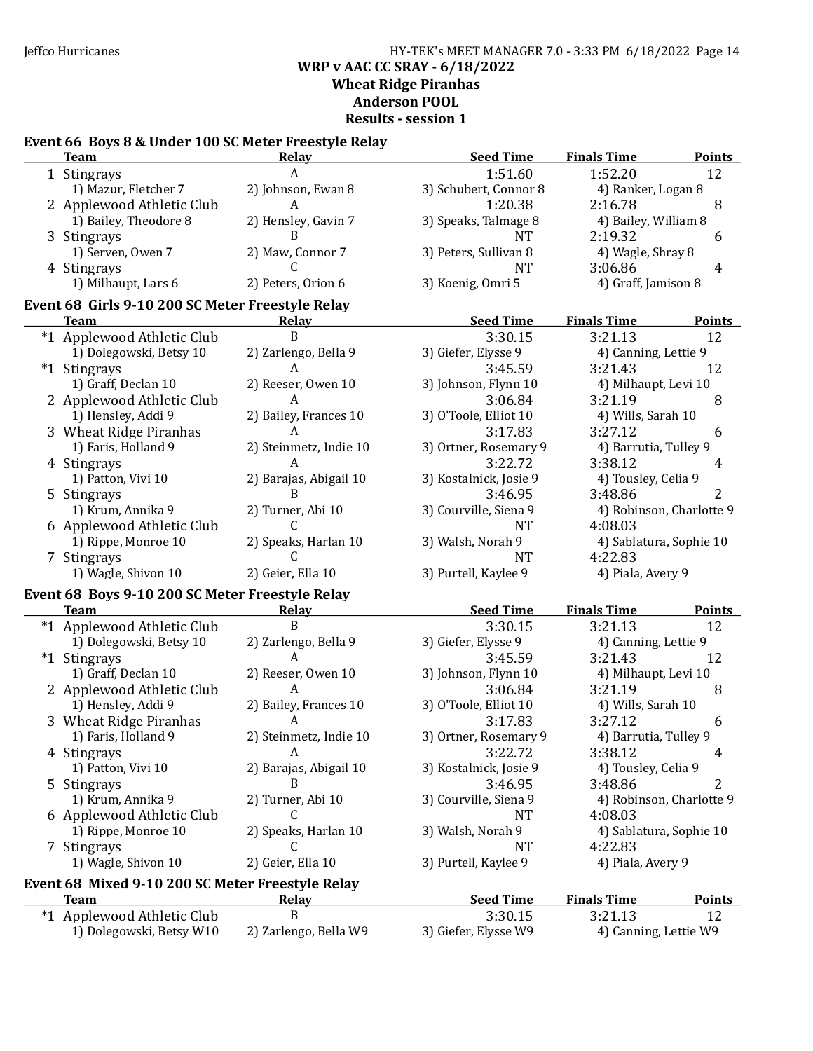Jeffco Hurricanes — HY-TEK's MEET MANAGER 7.0 - 3:33 PM 6/18/2022

# WRP v AAC CC SRAY - 6/18/2022

## Wheat Ridge Piranhas

## Anderson POOL

## Results - session 1

### Event 66 Boys 8 & Under 100 SC Meter Freestyle Relay

| | Team | Relay | Seed Time | Finals Time | Points |
|---|---|---|---|---|---|
| 1 | Stingrays | A | 1:51.60 | 1:52.20 | 12 |
| | 1) Mazur, Fletcher 7 | 2) Johnson, Ewan 8 | 3) Schubert, Connor 8 | 4) Ranker, Logan 8 | |
| 2 | Applewood Athletic Club | A | 1:20.38 | 2:16.78 | 8 |
| | 1) Bailey, Theodore 8 | 2) Hensley, Gavin 7 | 3) Speaks, Talmage 8 | 4) Bailey, William 8 | |
| 3 | Stingrays | B | NT | 2:19.32 | 6 |
| | 1) Serven, Owen 7 | 2) Maw, Connor 7 | 3) Peters, Sullivan 8 | 4) Wagle, Shray 8 | |
| 4 | Stingrays | C | NT | 3:06.86 | 4 |
| | 1) Milhaupt, Lars 6 | 2) Peters, Orion 6 | 3) Koenig, Omri 5 | 4) Graff, Jamison 8 | |

### Event 68 Girls 9-10 200 SC Meter Freestyle Relay

| | Team | Relay | Seed Time | Finals Time | Points |
|---|---|---|---|---|---|
| *1 | Applewood Athletic Club | B | 3:30.15 | 3:21.13 | 12 |
| | 1) Dolegowski, Betsy 10 | 2) Zarlengo, Bella 9 | 3) Giefer, Elysse 9 | 4) Canning, Lettie 9 | |
| *1 | Stingrays | A | 3:45.59 | 3:21.43 | 12 |
| | 1) Graff, Declan 10 | 2) Reeser, Owen 10 | 3) Johnson, Flynn 10 | 4) Milhaupt, Levi 10 | |
| 2 | Applewood Athletic Club | A | 3:06.84 | 3:21.19 | 8 |
| | 1) Hensley, Addi 9 | 2) Bailey, Frances 10 | 3) O'Toole, Elliot 10 | 4) Wills, Sarah 10 | |
| 3 | Wheat Ridge Piranhas | A | 3:17.83 | 3:27.12 | 6 |
| | 1) Faris, Holland 9 | 2) Steinmetz, Indie 10 | 3) Ortner, Rosemary 9 | 4) Barrutia, Tulley 9 | |
| 4 | Stingrays | A | 3:22.72 | 3:38.12 | 4 |
| | 1) Patton, Vivi 10 | 2) Barajas, Abigail 10 | 3) Kostalnick, Josie 9 | 4) Tousley, Celia 9 | |
| 5 | Stingrays | B | 3:46.95 | 3:48.86 | 2 |
| | 1) Krum, Annika 9 | 2) Turner, Abi 10 | 3) Courville, Siena 9 | 4) Robinson, Charlotte 9 | |
| 6 | Applewood Athletic Club | C | NT | 4:08.03 | |
| | 1) Rippe, Monroe 10 | 2) Speaks, Harlan 10 | 3) Walsh, Norah 9 | 4) Sablatura, Sophie 10 | |
| 7 | Stingrays | C | NT | 4:22.83 | |
| | 1) Wagle, Shivon 10 | 2) Geier, Ella 10 | 3) Purtell, Kaylee 9 | 4) Piala, Avery 9 | |

### Event 68 Boys 9-10 200 SC Meter Freestyle Relay

| | Team | Relay | Seed Time | Finals Time | Points |
|---|---|---|---|---|---|
| *1 | Applewood Athletic Club | B | 3:30.15 | 3:21.13 | 12 |
| | 1) Dolegowski, Betsy 10 | 2) Zarlengo, Bella 9 | 3) Giefer, Elysse 9 | 4) Canning, Lettie 9 | |
| *1 | Stingrays | A | 3:45.59 | 3:21.43 | 12 |
| | 1) Graff, Declan 10 | 2) Reeser, Owen 10 | 3) Johnson, Flynn 10 | 4) Milhaupt, Levi 10 | |
| 2 | Applewood Athletic Club | A | 3:06.84 | 3:21.19 | 8 |
| | 1) Hensley, Addi 9 | 2) Bailey, Frances 10 | 3) O'Toole, Elliot 10 | 4) Wills, Sarah 10 | |
| 3 | Wheat Ridge Piranhas | A | 3:17.83 | 3:27.12 | 6 |
| | 1) Faris, Holland 9 | 2) Steinmetz, Indie 10 | 3) Ortner, Rosemary 9 | 4) Barrutia, Tulley 9 | |
| 4 | Stingrays | A | 3:22.72 | 3:38.12 | 4 |
| | 1) Patton, Vivi 10 | 2) Barajas, Abigail 10 | 3) Kostalnick, Josie 9 | 4) Tousley, Celia 9 | |
| 5 | Stingrays | B | 3:46.95 | 3:48.86 | 2 |
| | 1) Krum, Annika 9 | 2) Turner, Abi 10 | 3) Courville, Siena 9 | 4) Robinson, Charlotte 9 | |
| 6 | Applewood Athletic Club | C | NT | 4:08.03 | |
| | 1) Rippe, Monroe 10 | 2) Speaks, Harlan 10 | 3) Walsh, Norah 9 | 4) Sablatura, Sophie 10 | |
| 7 | Stingrays | C | NT | 4:22.83 | |
| | 1) Wagle, Shivon 10 | 2) Geier, Ella 10 | 3) Purtell, Kaylee 9 | 4) Piala, Avery 9 | |

### Event 68 Mixed 9-10 200 SC Meter Freestyle Relay

| | Team | Relay | Seed Time | Finals Time | Points |
|---|---|---|---|---|---|
| *1 | Applewood Athletic Club | B | 3:30.15 | 3:21.13 | 12 |
| | 1) Dolegowski, Betsy W10 | 2) Zarlengo, Bella W9 | 3) Giefer, Elysse W9 | 4) Canning, Lettie W9 | |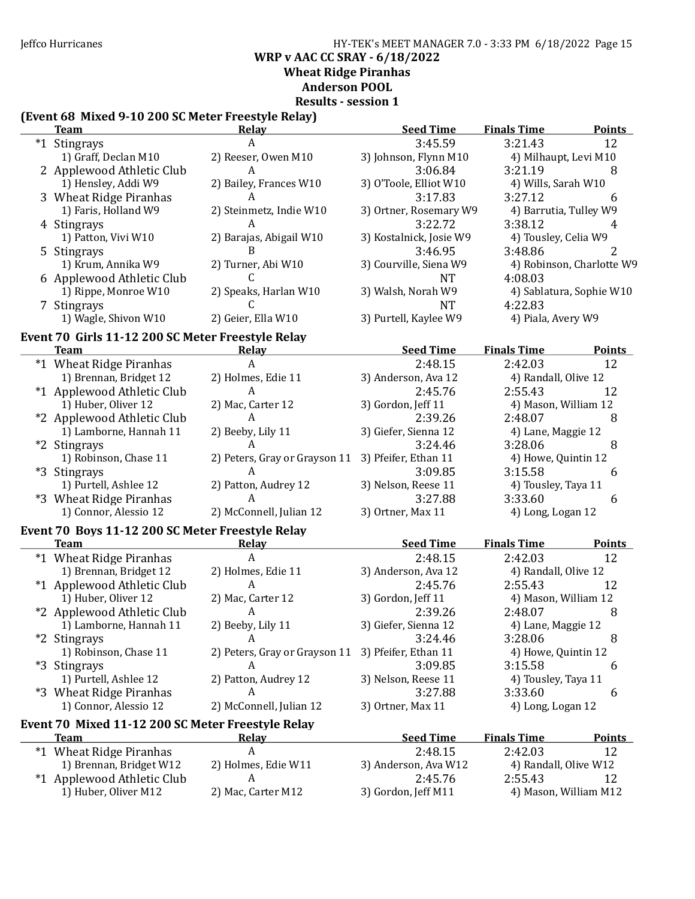## WRP v AAC CC SRAY - 6/18/2022
## Wheat Ridge Piranhas
## Anderson POOL
## Results - session 1

### (Event 68 Mixed 9-10 200 SC Meter Freestyle Relay)

| | Team | Relay | Seed Time | Finals Time | Points |
|---|---|---|---|---|---|
| *1 | Stingrays | A | 3:45.59 | 3:21.43 | 12 |
| | 1) Graff, Declan M10 | 2) Reeser, Owen M10 | 3) Johnson, Flynn M10 | 4) Milhaupt, Levi M10 | |
| 2 | Applewood Athletic Club | A | 3:06.84 | 3:21.19 | 8 |
| | 1) Hensley, Addi W9 | 2) Bailey, Frances W10 | 3) O'Toole, Elliot W10 | 4) Wills, Sarah W10 | |
| 3 | Wheat Ridge Piranhas | A | 3:17.83 | 3:27.12 | 6 |
| | 1) Faris, Holland W9 | 2) Steinmetz, Indie W10 | 3) Ortner, Rosemary W9 | 4) Barrutia, Tulley W9 | |
| 4 | Stingrays | A | 3:22.72 | 3:38.12 | 4 |
| | 1) Patton, Vivi W10 | 2) Barajas, Abigail W10 | 3) Kostalnick, Josie W9 | 4) Tousley, Celia W9 | |
| 5 | Stingrays | B | 3:46.95 | 3:48.86 | 2 |
| | 1) Krum, Annika W9 | 2) Turner, Abi W10 | 3) Courville, Siena W9 | 4) Robinson, Charlotte W9 | |
| 6 | Applewood Athletic Club | C | NT | 4:08.03 | |
| | 1) Rippe, Monroe W10 | 2) Speaks, Harlan W10 | 3) Walsh, Norah W9 | 4) Sablatura, Sophie W10 | |
| 7 | Stingrays | C | NT | 4:22.83 | |
| | 1) Wagle, Shivon W10 | 2) Geier, Ella W10 | 3) Purtell, Kaylee W9 | 4) Piala, Avery W9 | |

### Event 70 Girls 11-12 200 SC Meter Freestyle Relay

| | Team | Relay | Seed Time | Finals Time | Points |
|---|---|---|---|---|---|
| *1 | Wheat Ridge Piranhas | A | 2:48.15 | 2:42.03 | 12 |
| | 1) Brennan, Bridget 12 | 2) Holmes, Edie 11 | 3) Anderson, Ava 12 | 4) Randall, Olive 12 | |
| *1 | Applewood Athletic Club | A | 2:45.76 | 2:55.43 | 12 |
| | 1) Huber, Oliver 12 | 2) Mac, Carter 12 | 3) Gordon, Jeff 11 | 4) Mason, William 12 | |
| *2 | Applewood Athletic Club | A | 2:39.26 | 2:48.07 | 8 |
| | 1) Lamborne, Hannah 11 | 2) Beeby, Lily 11 | 3) Giefer, Sienna 12 | 4) Lane, Maggie 12 | |
| *2 | Stingrays | A | 3:24.46 | 3:28.06 | 8 |
| | 1) Robinson, Chase 11 | 2) Peters, Gray or Grayson 11 | 3) Pfeifer, Ethan 11 | 4) Howe, Quintin 12 | |
| *3 | Stingrays | A | 3:09.85 | 3:15.58 | 6 |
| | 1) Purtell, Ashlee 12 | 2) Patton, Audrey 12 | 3) Nelson, Reese 11 | 4) Tousley, Taya 11 | |
| *3 | Wheat Ridge Piranhas | A | 3:27.88 | 3:33.60 | 6 |
| | 1) Connor, Alessio 12 | 2) McConnell, Julian 12 | 3) Ortner, Max 11 | 4) Long, Logan 12 | |

### Event 70 Boys 11-12 200 SC Meter Freestyle Relay

| | Team | Relay | Seed Time | Finals Time | Points |
|---|---|---|---|---|---|
| *1 | Wheat Ridge Piranhas | A | 2:48.15 | 2:42.03 | 12 |
| | 1) Brennan, Bridget 12 | 2) Holmes, Edie 11 | 3) Anderson, Ava 12 | 4) Randall, Olive 12 | |
| *1 | Applewood Athletic Club | A | 2:45.76 | 2:55.43 | 12 |
| | 1) Huber, Oliver 12 | 2) Mac, Carter 12 | 3) Gordon, Jeff 11 | 4) Mason, William 12 | |
| *2 | Applewood Athletic Club | A | 2:39.26 | 2:48.07 | 8 |
| | 1) Lamborne, Hannah 11 | 2) Beeby, Lily 11 | 3) Giefer, Sienna 12 | 4) Lane, Maggie 12 | |
| *2 | Stingrays | A | 3:24.46 | 3:28.06 | 8 |
| | 1) Robinson, Chase 11 | 2) Peters, Gray or Grayson 11 | 3) Pfeifer, Ethan 11 | 4) Howe, Quintin 12 | |
| *3 | Stingrays | A | 3:09.85 | 3:15.58 | 6 |
| | 1) Purtell, Ashlee 12 | 2) Patton, Audrey 12 | 3) Nelson, Reese 11 | 4) Tousley, Taya 11 | |
| *3 | Wheat Ridge Piranhas | A | 3:27.88 | 3:33.60 | 6 |
| | 1) Connor, Alessio 12 | 2) McConnell, Julian 12 | 3) Ortner, Max 11 | 4) Long, Logan 12 | |

### Event 70 Mixed 11-12 200 SC Meter Freestyle Relay

| | Team | Relay | Seed Time | Finals Time | Points |
|---|---|---|---|---|---|
| *1 | Wheat Ridge Piranhas | A | 2:48.15 | 2:42.03 | 12 |
| | 1) Brennan, Bridget W12 | 2) Holmes, Edie W11 | 3) Anderson, Ava W12 | 4) Randall, Olive W12 | |
| *1 | Applewood Athletic Club | A | 2:45.76 | 2:55.43 | 12 |
| | 1) Huber, Oliver M12 | 2) Mac, Carter M12 | 3) Gordon, Jeff M11 | 4) Mason, William M12 | |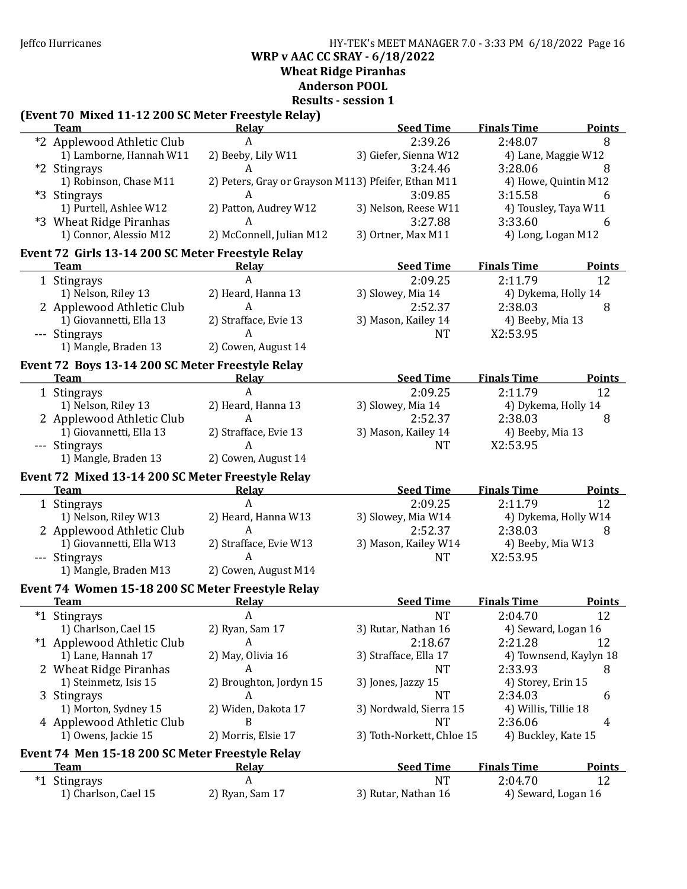**WRP v AAC CC SRAY - 6/18/2022**
**Wheat Ridge Piranhas**
**Anderson POOL**
**Results - session 1**

### (Event 70 Mixed 11-12 200 SC Meter Freestyle Relay)

| | Team | Relay | Seed Time | Finals Time | Points |
|---|---|---|---|---|---|
| *2 | Applewood Athletic Club | A | 2:39.26 | 2:48.07 | 8 |
| | 1) Lamborne, Hannah W11 | 2) Beeby, Lily W11 | 3) Giefer, Sienna W12 | 4) Lane, Maggie W12 | |
| *2 | Stingrays | A | 3:24.46 | 3:28.06 | 8 |
| | 1) Robinson, Chase M11 | 2) Peters, Gray or Grayson M11 | 3) Pfeifer, Ethan M11 | 4) Howe, Quintin M12 | |
| *3 | Stingrays | A | 3:09.85 | 3:15.58 | 6 |
| | 1) Purtell, Ashlee W12 | 2) Patton, Audrey W12 | 3) Nelson, Reese W11 | 4) Tousley, Taya W11 | |
| *3 | Wheat Ridge Piranhas | A | 3:27.88 | 3:33.60 | 6 |
| | 1) Connor, Alessio M12 | 2) McConnell, Julian M12 | 3) Ortner, Max M11 | 4) Long, Logan M12 | |

### Event 72 Girls 13-14 200 SC Meter Freestyle Relay

| | Team | Relay | Seed Time | Finals Time | Points |
|---|---|---|---|---|---|
| 1 | Stingrays | A | 2:09.25 | 2:11.79 | 12 |
| | 1) Nelson, Riley 13 | 2) Heard, Hanna 13 | 3) Slowey, Mia 14 | 4) Dykema, Holly 14 | |
| 2 | Applewood Athletic Club | A | 2:52.37 | 2:38.03 | 8 |
| | 1) Giovannetti, Ella 13 | 2) Strafface, Evie 13 | 3) Mason, Kailey 14 | 4) Beeby, Mia 13 | |
| --- | Stingrays | A | NT | X2:53.95 | |
| | 1) Mangle, Braden 13 | 2) Cowen, August 14 | | | |

### Event 72 Boys 13-14 200 SC Meter Freestyle Relay

| | Team | Relay | Seed Time | Finals Time | Points |
|---|---|---|---|---|---|
| 1 | Stingrays | A | 2:09.25 | 2:11.79 | 12 |
| | 1) Nelson, Riley 13 | 2) Heard, Hanna 13 | 3) Slowey, Mia 14 | 4) Dykema, Holly 14 | |
| 2 | Applewood Athletic Club | A | 2:52.37 | 2:38.03 | 8 |
| | 1) Giovannetti, Ella 13 | 2) Strafface, Evie 13 | 3) Mason, Kailey 14 | 4) Beeby, Mia 13 | |
| --- | Stingrays | A | NT | X2:53.95 | |
| | 1) Mangle, Braden 13 | 2) Cowen, August 14 | | | |

### Event 72 Mixed 13-14 200 SC Meter Freestyle Relay

| | Team | Relay | Seed Time | Finals Time | Points |
|---|---|---|---|---|---|
| 1 | Stingrays | A | 2:09.25 | 2:11.79 | 12 |
| | 1) Nelson, Riley W13 | 2) Heard, Hanna W13 | 3) Slowey, Mia W14 | 4) Dykema, Holly W14 | |
| 2 | Applewood Athletic Club | A | 2:52.37 | 2:38.03 | 8 |
| | 1) Giovannetti, Ella W13 | 2) Strafface, Evie W13 | 3) Mason, Kailey W14 | 4) Beeby, Mia W13 | |
| --- | Stingrays | A | NT | X2:53.95 | |
| | 1) Mangle, Braden M13 | 2) Cowen, August M14 | | | |

### Event 74 Women 15-18 200 SC Meter Freestyle Relay

| | Team | Relay | Seed Time | Finals Time | Points |
|---|---|---|---|---|---|
| *1 | Stingrays | A | NT | 2:04.70 | 12 |
| | 1) Charlson, Cael 15 | 2) Ryan, Sam 17 | 3) Rutar, Nathan 16 | 4) Seward, Logan 16 | |
| *1 | Applewood Athletic Club | A | 2:18.67 | 2:21.28 | 12 |
| | 1) Lane, Hannah 17 | 2) May, Olivia 16 | 3) Strafface, Ella 17 | 4) Townsend, Kaylyn 18 | |
| 2 | Wheat Ridge Piranhas | A | NT | 2:33.93 | 8 |
| | 1) Steinmetz, Isis 15 | 2) Broughton, Jordyn 15 | 3) Jones, Jazzy 15 | 4) Storey, Erin 15 | |
| 3 | Stingrays | A | NT | 2:34.03 | 6 |
| | 1) Morton, Sydney 15 | 2) Widen, Dakota 17 | 3) Nordwald, Sierra 15 | 4) Willis, Tillie 18 | |
| 4 | Applewood Athletic Club | B | NT | 2:36.06 | 4 |
| | 1) Owens, Jackie 15 | 2) Morris, Elsie 17 | 3) Toth-Norkett, Chloe 15 | 4) Buckley, Kate 15 | |

### Event 74 Men 15-18 200 SC Meter Freestyle Relay

| | Team | Relay | Seed Time | Finals Time | Points |
|---|---|---|---|---|---|
| *1 | Stingrays | A | NT | 2:04.70 | 12 |
| | 1) Charlson, Cael 15 | 2) Ryan, Sam 17 | 3) Rutar, Nathan 16 | 4) Seward, Logan 16 | |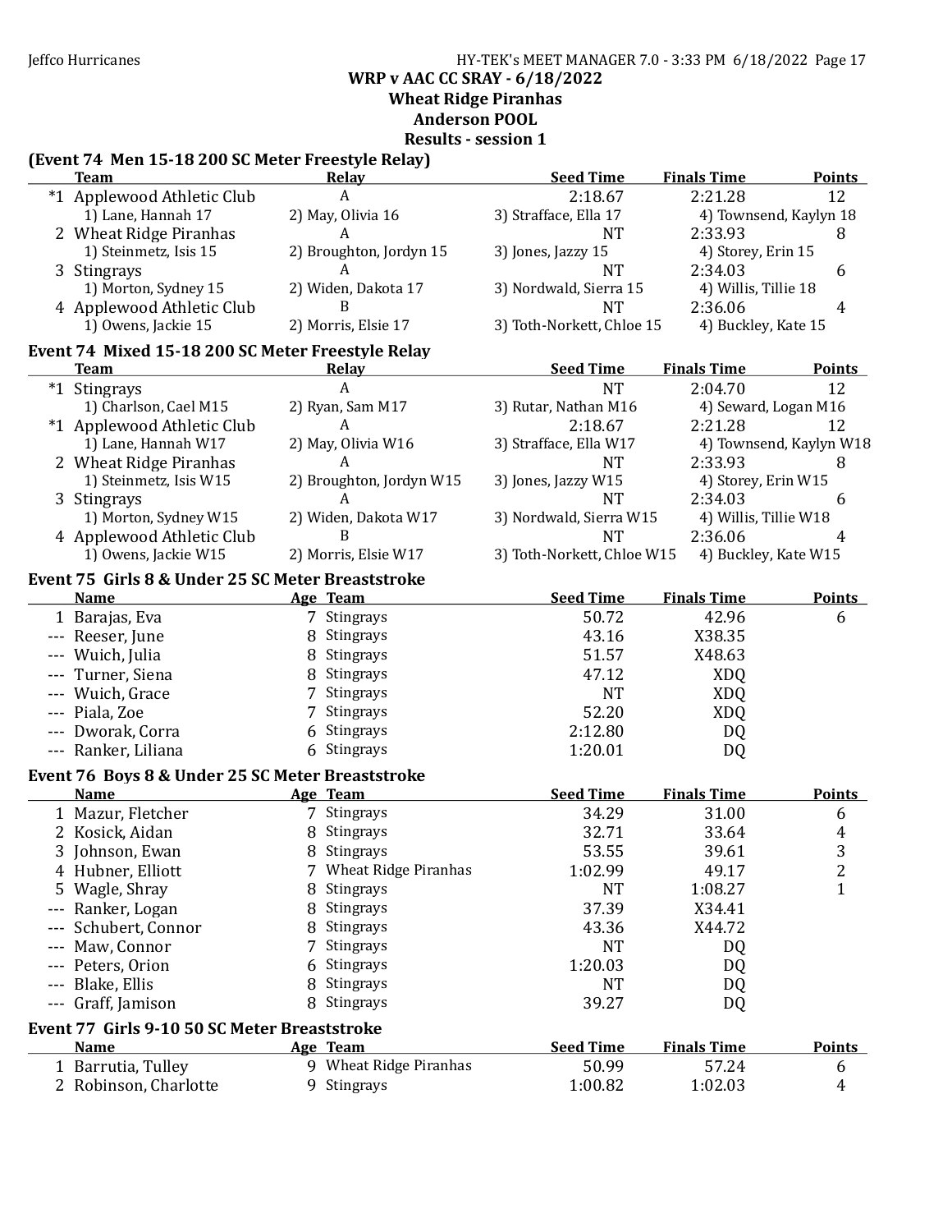## WRP v AAC CC SRAY - 6/18/2022

### Wheat Ridge Piranhas

### Anderson POOL

### Results - session 1

**(Event 74 Men 15-18 200 SC Meter Freestyle Relay)**

| | Team | Relay | Seed Time | Finals Time | Points |
|---|---|---|---|---|---|
| *1 | Applewood Athletic Club | A | 2:18.67 | 2:21.28 | 12 |
| | 1) Lane, Hannah 17 | 2) May, Olivia 16 | 3) Straffаce, Ella 17 | 4) Townsend, Kaylyn 18 | |
| 2 | Wheat Ridge Piranhas | A | NT | 2:33.93 | 8 |
| | 1) Steinmetz, Isis 15 | 2) Broughton, Jordyn 15 | 3) Jones, Jazzy 15 | 4) Storey, Erin 15 | |
| 3 | Stingrays | A | NT | 2:34.03 | 6 |
| | 1) Morton, Sydney 15 | 2) Widen, Dakota 17 | 3) Nordwald, Sierra 15 | 4) Willis, Tillie 18 | |
| 4 | Applewood Athletic Club | B | NT | 2:36.06 | 4 |
| | 1) Owens, Jackie 15 | 2) Morris, Elsie 17 | 3) Toth-Norkett, Chloe 15 | 4) Buckley, Kate 15 | |

**Event 74 Mixed 15-18 200 SC Meter Freestyle Relay**

| | Team | Relay | Seed Time | Finals Time | Points |
|---|---|---|---|---|---|
| *1 | Stingrays | A | NT | 2:04.70 | 12 |
| | 1) Charlson, Cael M15 | 2) Ryan, Sam M17 | 3) Rutar, Nathan M16 | 4) Seward, Logan M16 | |
| *1 | Applewood Athletic Club | A | 2:18.67 | 2:21.28 | 12 |
| | 1) Lane, Hannah W17 | 2) May, Olivia W16 | 3) Strafface, Ella W17 | 4) Townsend, Kaylyn W18 | |
| 2 | Wheat Ridge Piranhas | A | NT | 2:33.93 | 8 |
| | 1) Steinmetz, Isis W15 | 2) Broughton, Jordyn W15 | 3) Jones, Jazzy W15 | 4) Storey, Erin W15 | |
| 3 | Stingrays | A | NT | 2:34.03 | 6 |
| | 1) Morton, Sydney W15 | 2) Widen, Dakota W17 | 3) Nordwald, Sierra W15 | 4) Willis, Tillie W18 | |
| 4 | Applewood Athletic Club | B | NT | 2:36.06 | 4 |
| | 1) Owens, Jackie W15 | 2) Morris, Elsie W17 | 3) Toth-Norkett, Chloe W15 | 4) Buckley, Kate W15 | |

**Event 75 Girls 8 & Under 25 SC Meter Breaststroke**

| | Name | Age | Team | Seed Time | Finals Time | Points |
|---|---|---|---|---|---|---|
| 1 | Barajas, Eva | 7 | Stingrays | 50.72 | 42.96 | 6 |
| --- | Reeser, June | 8 | Stingrays | 43.16 | X38.35 | |
| --- | Wuich, Julia | 8 | Stingrays | 51.57 | X48.63 | |
| --- | Turner, Siena | 8 | Stingrays | 47.12 | XDQ | |
| --- | Wuich, Grace | 7 | Stingrays | NT | XDQ | |
| --- | Piala, Zoe | 7 | Stingrays | 52.20 | XDQ | |
| --- | Dworak, Corra | 6 | Stingrays | 2:12.80 | DQ | |
| --- | Ranker, Liliana | 6 | Stingrays | 1:20.01 | DQ | |

**Event 76 Boys 8 & Under 25 SC Meter Breaststroke**

| | Name | Age | Team | Seed Time | Finals Time | Points |
|---|---|---|---|---|---|---|
| 1 | Mazur, Fletcher | 7 | Stingrays | 34.29 | 31.00 | 6 |
| 2 | Kosick, Aidan | 8 | Stingrays | 32.71 | 33.64 | 4 |
| 3 | Johnson, Ewan | 8 | Stingrays | 53.55 | 39.61 | 3 |
| 4 | Hubner, Elliott | 7 | Wheat Ridge Piranhas | 1:02.99 | 49.17 | 2 |
| 5 | Wagle, Shray | 8 | Stingrays | NT | 1:08.27 | 1 |
| --- | Ranker, Logan | 8 | Stingrays | 37.39 | X34.41 | |
| --- | Schubert, Connor | 8 | Stingrays | 43.36 | X44.72 | |
| --- | Maw, Connor | 7 | Stingrays | NT | DQ | |
| --- | Peters, Orion | 6 | Stingrays | 1:20.03 | DQ | |
| --- | Blake, Ellis | 8 | Stingrays | NT | DQ | |
| --- | Graff, Jamison | 8 | Stingrays | 39.27 | DQ | |

**Event 77 Girls 9-10 50 SC Meter Breaststroke**

| | Name | Age | Team | Seed Time | Finals Time | Points |
|---|---|---|---|---|---|---|
| 1 | Barrutia, Tulley | 9 | Wheat Ridge Piranhas | 50.99 | 57.24 | 6 |
| 2 | Robinson, Charlotte | 9 | Stingrays | 1:00.82 | 1:02.03 | 4 |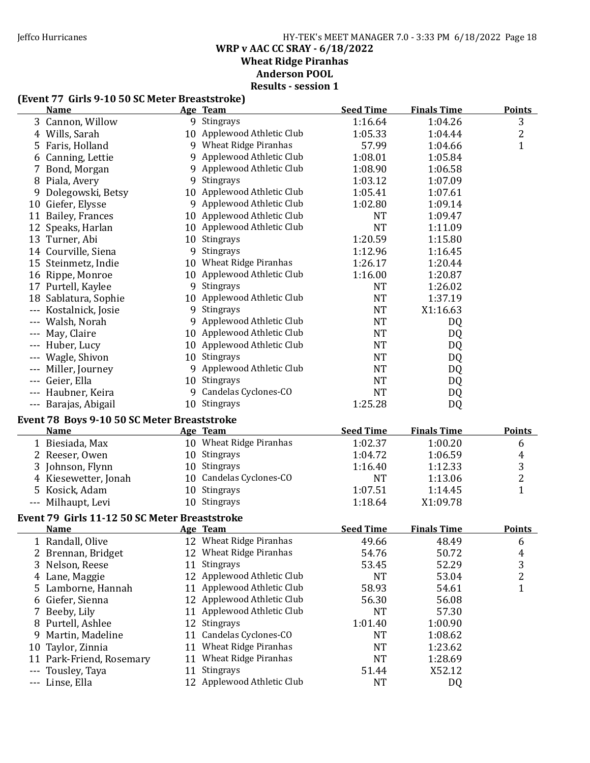**WRP v AAC CC SRAY - 6/18/2022**
**Wheat Ridge Piranhas**
**Anderson POOL**
**Results - session 1**

### (Event 77 Girls 9-10 50 SC Meter Breaststroke)

| | Name | Age | Team | Seed Time | Finals Time | Points |
|---|---|---|---|---|---|---|
| 3 | Cannon, Willow | 9 | Stingrays | 1:16.64 | 1:04.26 | 3 |
| 4 | Wills, Sarah | 10 | Applewood Athletic Club | 1:05.33 | 1:04.44 | 2 |
| 5 | Faris, Holland | 9 | Wheat Ridge Piranhas | 57.99 | 1:04.66 | 1 |
| 6 | Canning, Lettie | 9 | Applewood Athletic Club | 1:08.01 | 1:05.84 | |
| 7 | Bond, Morgan | 9 | Applewood Athletic Club | 1:08.90 | 1:06.58 | |
| 8 | Piala, Avery | 9 | Stingrays | 1:03.12 | 1:07.09 | |
| 9 | Dolegowski, Betsy | 10 | Applewood Athletic Club | 1:05.41 | 1:07.61 | |
| 10 | Giefer, Elysse | 9 | Applewood Athletic Club | 1:02.80 | 1:09.14 | |
| 11 | Bailey, Frances | 10 | Applewood Athletic Club | NT | 1:09.47 | |
| 12 | Speaks, Harlan | 10 | Applewood Athletic Club | NT | 1:11.09 | |
| 13 | Turner, Abi | 10 | Stingrays | 1:20.59 | 1:15.80 | |
| 14 | Courville, Siena | 9 | Stingrays | 1:12.96 | 1:16.45 | |
| 15 | Steinmetz, Indie | 10 | Wheat Ridge Piranhas | 1:26.17 | 1:20.44 | |
| 16 | Rippe, Monroe | 10 | Applewood Athletic Club | 1:16.00 | 1:20.87 | |
| 17 | Purtell, Kaylee | 9 | Stingrays | NT | 1:26.02 | |
| 18 | Sablatura, Sophie | 10 | Applewood Athletic Club | NT | 1:37.19 | |
| --- | Kostalnick, Josie | 9 | Stingrays | NT | X1:16.63 | |
| --- | Walsh, Norah | 9 | Applewood Athletic Club | NT | DQ | |
| --- | May, Claire | 10 | Applewood Athletic Club | NT | DQ | |
| --- | Huber, Lucy | 10 | Applewood Athletic Club | NT | DQ | |
| --- | Wagle, Shivon | 10 | Stingrays | NT | DQ | |
| --- | Miller, Journey | 9 | Applewood Athletic Club | NT | DQ | |
| --- | Geier, Ella | 10 | Stingrays | NT | DQ | |
| --- | Haubner, Keira | 9 | Candelas Cyclones-CO | NT | DQ | |
| --- | Barajas, Abigail | 10 | Stingrays | 1:25.28 | DQ | |

### Event 78 Boys 9-10 50 SC Meter Breaststroke

| | Name | Age | Team | Seed Time | Finals Time | Points |
|---|---|---|---|---|---|---|
| 1 | Biesiada, Max | 10 | Wheat Ridge Piranhas | 1:02.37 | 1:00.20 | 6 |
| 2 | Reeser, Owen | 10 | Stingrays | 1:04.72 | 1:06.59 | 4 |
| 3 | Johnson, Flynn | 10 | Stingrays | 1:16.40 | 1:12.33 | 3 |
| 4 | Kiesewetter, Jonah | 10 | Candelas Cyclones-CO | NT | 1:13.06 | 2 |
| 5 | Kosick, Adam | 10 | Stingrays | 1:07.51 | 1:14.45 | 1 |
| --- | Milhaupt, Levi | 10 | Stingrays | 1:18.64 | X1:09.78 | |

### Event 79 Girls 11-12 50 SC Meter Breaststroke

| | Name | Age | Team | Seed Time | Finals Time | Points |
|---|---|---|---|---|---|---|
| 1 | Randall, Olive | 12 | Wheat Ridge Piranhas | 49.66 | 48.49 | 6 |
| 2 | Brennan, Bridget | 12 | Wheat Ridge Piranhas | 54.76 | 50.72 | 4 |
| 3 | Nelson, Reese | 11 | Stingrays | 53.45 | 52.29 | 3 |
| 4 | Lane, Maggie | 12 | Applewood Athletic Club | NT | 53.04 | 2 |
| 5 | Lamborne, Hannah | 11 | Applewood Athletic Club | 58.93 | 54.61 | 1 |
| 6 | Giefer, Sienna | 12 | Applewood Athletic Club | 56.30 | 56.08 | |
| 7 | Beeby, Lily | 11 | Applewood Athletic Club | NT | 57.30 | |
| 8 | Purtell, Ashlee | 12 | Stingrays | 1:01.40 | 1:00.90 | |
| 9 | Martin, Madeline | 11 | Candelas Cyclones-CO | NT | 1:08.62 | |
| 10 | Taylor, Zinnia | 11 | Wheat Ridge Piranhas | NT | 1:23.62 | |
| 11 | Park-Friend, Rosemary | 11 | Wheat Ridge Piranhas | NT | 1:28.69 | |
| --- | Tousley, Taya | 11 | Stingrays | 51.44 | X52.12 | |
| --- | Linse, Ella | 12 | Applewood Athletic Club | NT | DQ | |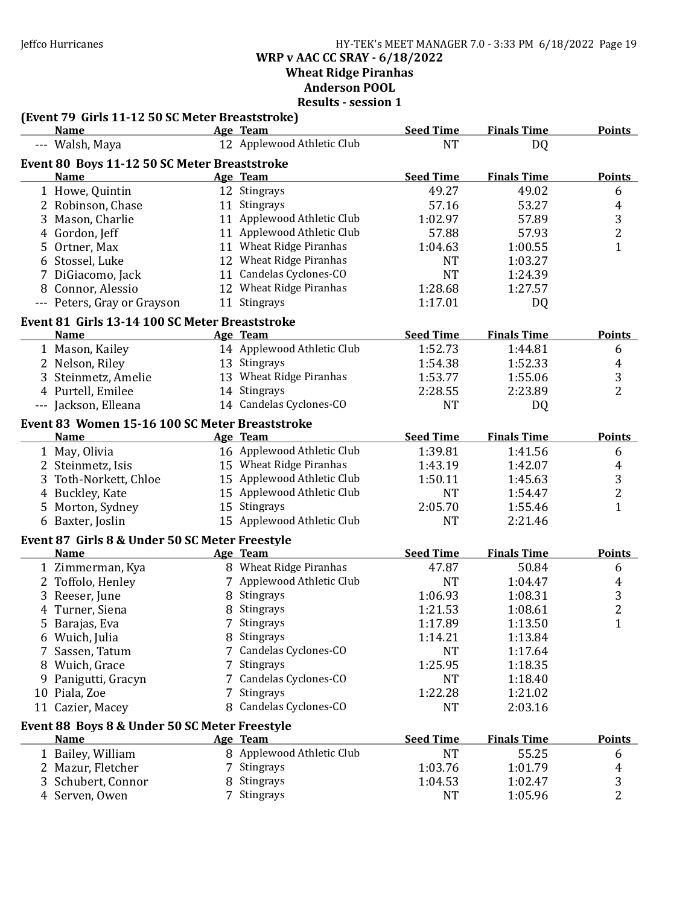**WRP v AAC CC SRAY - 6/18/2022**
**Wheat Ridge Piranhas**
**Anderson POOL**
**Results - session 1**

### (Event 79 Girls 11-12 50 SC Meter Breaststroke)

| | Name | Age | Team | Seed Time | Finals Time | Points |
|---|---|---|---|---|---|---|
| --- | Walsh, Maya | 12 | Applewood Athletic Club | NT | DQ | |

### Event 80 Boys 11-12 50 SC Meter Breaststroke

| | Name | Age | Team | Seed Time | Finals Time | Points |
|---|---|---|---|---|---|---|
| 1 | Howe, Quintin | 12 | Stingrays | 49.27 | 49.02 | 6 |
| 2 | Robinson, Chase | 11 | Stingrays | 57.16 | 53.27 | 4 |
| 3 | Mason, Charlie | 11 | Applewood Athletic Club | 1:02.97 | 57.89 | 3 |
| 4 | Gordon, Jeff | 11 | Applewood Athletic Club | 57.88 | 57.93 | 2 |
| 5 | Ortner, Max | 11 | Wheat Ridge Piranhas | 1:04.63 | 1:00.55 | 1 |
| 6 | Stossel, Luke | 12 | Wheat Ridge Piranhas | NT | 1:03.27 | |
| 7 | DiGiacomo, Jack | 11 | Candelas Cyclones-CO | NT | 1:24.39 | |
| 8 | Connor, Alessio | 12 | Wheat Ridge Piranhas | 1:28.68 | 1:27.57 | |
| --- | Peters, Gray or Grayson | 11 | Stingrays | 1:17.01 | DQ | |

### Event 81 Girls 13-14 100 SC Meter Breaststroke

| | Name | Age | Team | Seed Time | Finals Time | Points |
|---|---|---|---|---|---|---|
| 1 | Mason, Kailey | 14 | Applewood Athletic Club | 1:52.73 | 1:44.81 | 6 |
| 2 | Nelson, Riley | 13 | Stingrays | 1:54.38 | 1:52.33 | 4 |
| 3 | Steinmetz, Amelie | 13 | Wheat Ridge Piranhas | 1:53.77 | 1:55.06 | 3 |
| 4 | Purtell, Emilee | 14 | Stingrays | 2:28.55 | 2:23.89 | 2 |
| --- | Jackson, Elleana | 14 | Candelas Cyclones-CO | NT | DQ | |

### Event 83 Women 15-16 100 SC Meter Breaststroke

| | Name | Age | Team | Seed Time | Finals Time | Points |
|---|---|---|---|---|---|---|
| 1 | May, Olivia | 16 | Applewood Athletic Club | 1:39.81 | 1:41.56 | 6 |
| 2 | Steinmetz, Isis | 15 | Wheat Ridge Piranhas | 1:43.19 | 1:42.07 | 4 |
| 3 | Toth-Norkett, Chloe | 15 | Applewood Athletic Club | 1:50.11 | 1:45.63 | 3 |
| 4 | Buckley, Kate | 15 | Applewood Athletic Club | NT | 1:54.47 | 2 |
| 5 | Morton, Sydney | 15 | Stingrays | 2:05.70 | 1:55.46 | 1 |
| 6 | Baxter, Joslin | 15 | Applewood Athletic Club | NT | 2:21.46 | |

### Event 87 Girls 8 & Under 50 SC Meter Freestyle

| | Name | Age | Team | Seed Time | Finals Time | Points |
|---|---|---|---|---|---|---|
| 1 | Zimmerman, Kya | 8 | Wheat Ridge Piranhas | 47.87 | 50.84 | 6 |
| 2 | Toffolo, Henley | 7 | Applewood Athletic Club | NT | 1:04.47 | 4 |
| 3 | Reeser, June | 8 | Stingrays | 1:06.93 | 1:08.31 | 3 |
| 4 | Turner, Siena | 8 | Stingrays | 1:21.53 | 1:08.61 | 2 |
| 5 | Barajas, Eva | 7 | Stingrays | 1:17.89 | 1:13.50 | 1 |
| 6 | Wuich, Julia | 8 | Stingrays | 1:14.21 | 1:13.84 | |
| 7 | Sassen, Tatum | 7 | Candelas Cyclones-CO | NT | 1:17.64 | |
| 8 | Wuich, Grace | 7 | Stingrays | 1:25.95 | 1:18.35 | |
| 9 | Panigutti, Gracyn | 7 | Candelas Cyclones-CO | NT | 1:18.40 | |
| 10 | Piala, Zoe | 7 | Stingrays | 1:22.28 | 1:21.02 | |
| 11 | Cazier, Macey | 8 | Candelas Cyclones-CO | NT | 2:03.16 | |

### Event 88 Boys 8 & Under 50 SC Meter Freestyle

| | Name | Age | Team | Seed Time | Finals Time | Points |
|---|---|---|---|---|---|---|
| 1 | Bailey, William | 8 | Applewood Athletic Club | NT | 55.25 | 6 |
| 2 | Mazur, Fletcher | 7 | Stingrays | 1:03.76 | 1:01.79 | 4 |
| 3 | Schubert, Connor | 8 | Stingrays | 1:04.53 | 1:02.47 | 3 |
| 4 | Serven, Owen | 7 | Stingrays | NT | 1:05.96 | 2 |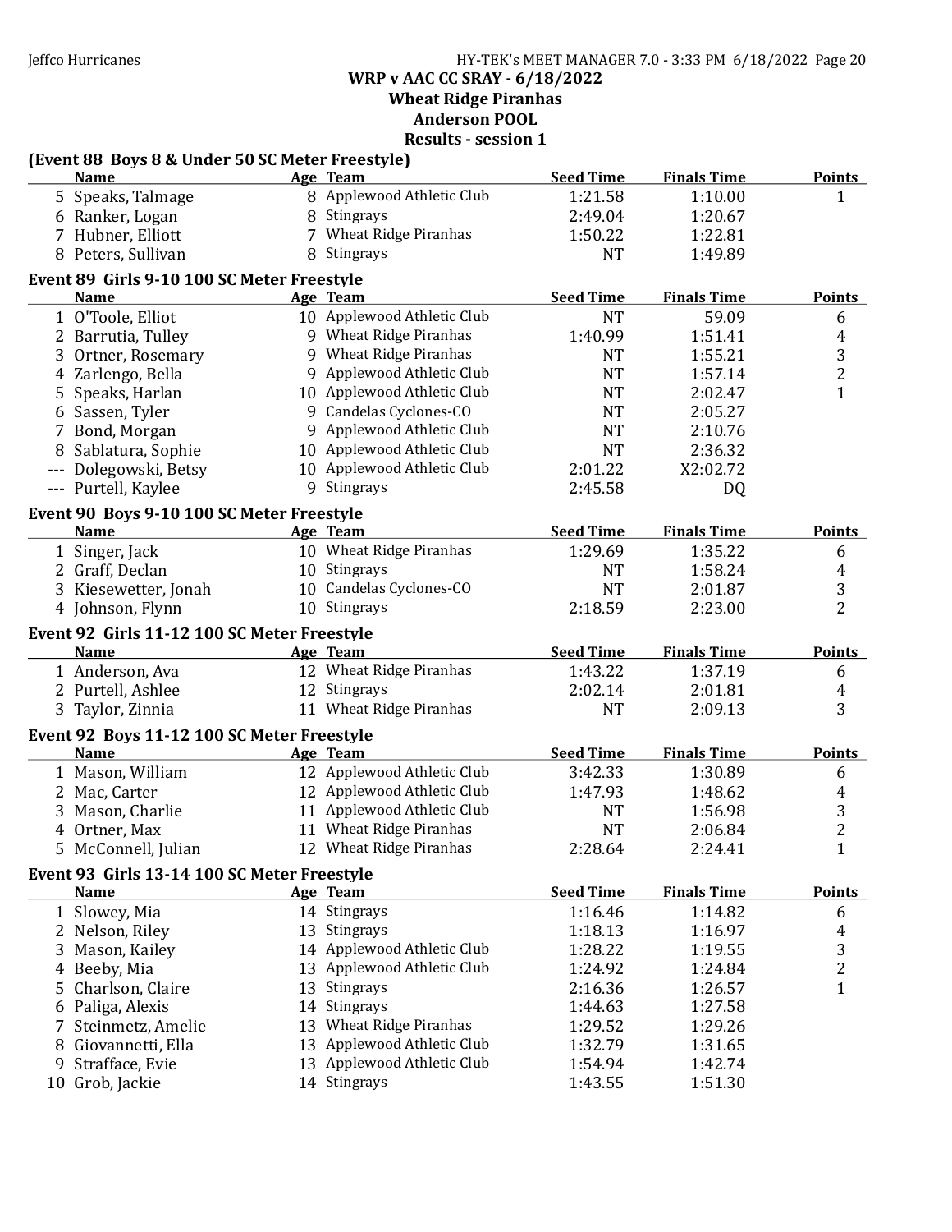## WRP v AAC CC SRAY - 6/18/2022
## Wheat Ridge Piranhas
## Anderson POOL
## Results - session 1

### (Event 88 Boys 8 & Under 50 SC Meter Freestyle)

| | Name | Age | Team | Seed Time | Finals Time | Points |
|---|---|---|---|---|---|---|
| 5 | Speaks, Talmage | 8 | Applewood Athletic Club | 1:21.58 | 1:10.00 | 1 |
| 6 | Ranker, Logan | 8 | Stingrays | 2:49.04 | 1:20.67 | |
| 7 | Hubner, Elliott | 7 | Wheat Ridge Piranhas | 1:50.22 | 1:22.81 | |
| 8 | Peters, Sullivan | 8 | Stingrays | NT | 1:49.89 | |

### Event 89 Girls 9-10 100 SC Meter Freestyle

| | Name | Age | Team | Seed Time | Finals Time | Points |
|---|---|---|---|---|---|---|
| 1 | O'Toole, Elliot | 10 | Applewood Athletic Club | NT | 59.09 | 6 |
| 2 | Barrutia, Tulley | 9 | Wheat Ridge Piranhas | 1:40.99 | 1:51.41 | 4 |
| 3 | Ortner, Rosemary | 9 | Wheat Ridge Piranhas | NT | 1:55.21 | 3 |
| 4 | Zarlengo, Bella | 9 | Applewood Athletic Club | NT | 1:57.14 | 2 |
| 5 | Speaks, Harlan | 10 | Applewood Athletic Club | NT | 2:02.47 | 1 |
| 6 | Sassen, Tyler | 9 | Candelas Cyclones-CO | NT | 2:05.27 | |
| 7 | Bond, Morgan | 9 | Applewood Athletic Club | NT | 2:10.76 | |
| 8 | Sablatura, Sophie | 10 | Applewood Athletic Club | NT | 2:36.32 | |
| --- | Dolegowski, Betsy | 10 | Applewood Athletic Club | 2:01.22 | X2:02.72 | |
| --- | Purtell, Kaylee | 9 | Stingrays | 2:45.58 | DQ | |

### Event 90 Boys 9-10 100 SC Meter Freestyle

| | Name | Age | Team | Seed Time | Finals Time | Points |
|---|---|---|---|---|---|---|
| 1 | Singer, Jack | 10 | Wheat Ridge Piranhas | 1:29.69 | 1:35.22 | 6 |
| 2 | Graff, Declan | 10 | Stingrays | NT | 1:58.24 | 4 |
| 3 | Kiesewetter, Jonah | 10 | Candelas Cyclones-CO | NT | 2:01.87 | 3 |
| 4 | Johnson, Flynn | 10 | Stingrays | 2:18.59 | 2:23.00 | 2 |

### Event 92 Girls 11-12 100 SC Meter Freestyle

| | Name | Age | Team | Seed Time | Finals Time | Points |
|---|---|---|---|---|---|---|
| 1 | Anderson, Ava | 12 | Wheat Ridge Piranhas | 1:43.22 | 1:37.19 | 6 |
| 2 | Purtell, Ashlee | 12 | Stingrays | 2:02.14 | 2:01.81 | 4 |
| 3 | Taylor, Zinnia | 11 | Wheat Ridge Piranhas | NT | 2:09.13 | 3 |

### Event 92 Boys 11-12 100 SC Meter Freestyle

| | Name | Age | Team | Seed Time | Finals Time | Points |
|---|---|---|---|---|---|---|
| 1 | Mason, William | 12 | Applewood Athletic Club | 3:42.33 | 1:30.89 | 6 |
| 2 | Mac, Carter | 12 | Applewood Athletic Club | 1:47.93 | 1:48.62 | 4 |
| 3 | Mason, Charlie | 11 | Applewood Athletic Club | NT | 1:56.98 | 3 |
| 4 | Ortner, Max | 11 | Wheat Ridge Piranhas | NT | 2:06.84 | 2 |
| 5 | McConnell, Julian | 12 | Wheat Ridge Piranhas | 2:28.64 | 2:24.41 | 1 |

### Event 93 Girls 13-14 100 SC Meter Freestyle

| | Name | Age | Team | Seed Time | Finals Time | Points |
|---|---|---|---|---|---|---|
| 1 | Slowey, Mia | 14 | Stingrays | 1:16.46 | 1:14.82 | 6 |
| 2 | Nelson, Riley | 13 | Stingrays | 1:18.13 | 1:16.97 | 4 |
| 3 | Mason, Kailey | 14 | Applewood Athletic Club | 1:28.22 | 1:19.55 | 3 |
| 4 | Beeby, Mia | 13 | Applewood Athletic Club | 1:24.92 | 1:24.84 | 2 |
| 5 | Charlson, Claire | 13 | Stingrays | 2:16.36 | 1:26.57 | 1 |
| 6 | Paliga, Alexis | 14 | Stingrays | 1:44.63 | 1:27.58 | |
| 7 | Steinmetz, Amelie | 13 | Wheat Ridge Piranhas | 1:29.52 | 1:29.26 | |
| 8 | Giovannetti, Ella | 13 | Applewood Athletic Club | 1:32.79 | 1:31.65 | |
| 9 | Strafface, Evie | 13 | Applewood Athletic Club | 1:54.94 | 1:42.74 | |
| 10 | Grob, Jackie | 14 | Stingrays | 1:43.55 | 1:51.30 | |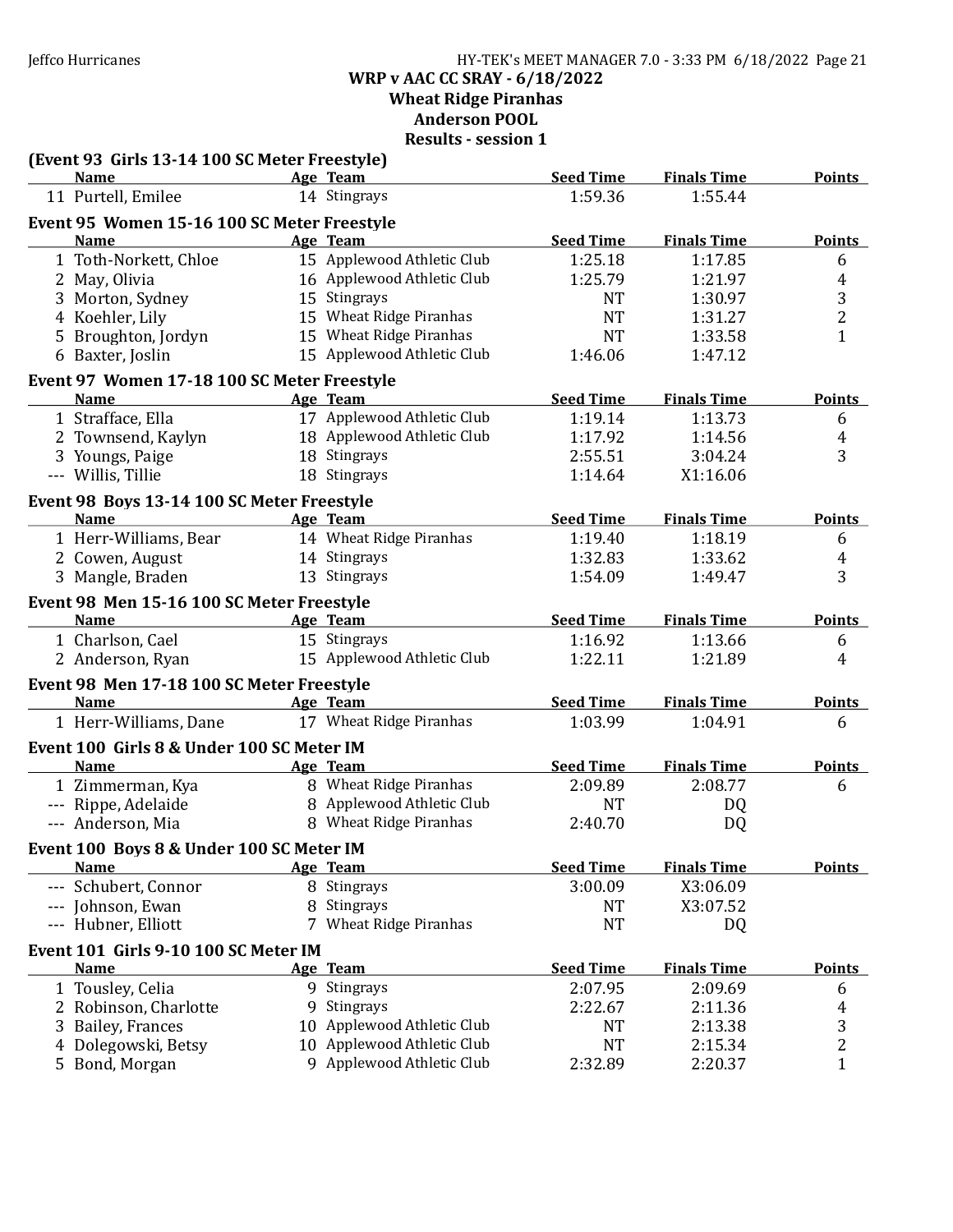## WRP v AAC CC SRAY - 6/18/2022
## Wheat Ridge Piranhas
## Anderson POOL
## Results - session 1

### (Event 93 Girls 13-14 100 SC Meter Freestyle)

| | Name | Age | Team | Seed Time | Finals Time | Points |
|---|---|---|---|---|---|---|
| 11 | Purtell, Emilee | 14 | Stingrays | 1:59.36 | 1:55.44 | |

### Event 95 Women 15-16 100 SC Meter Freestyle

| | Name | Age | Team | Seed Time | Finals Time | Points |
|---|---|---|---|---|---|---|
| 1 | Toth-Norkett, Chloe | 15 | Applewood Athletic Club | 1:25.18 | 1:17.85 | 6 |
| 2 | May, Olivia | 16 | Applewood Athletic Club | 1:25.79 | 1:21.97 | 4 |
| 3 | Morton, Sydney | 15 | Stingrays | NT | 1:30.97 | 3 |
| 4 | Koehler, Lily | 15 | Wheat Ridge Piranhas | NT | 1:31.27 | 2 |
| 5 | Broughton, Jordyn | 15 | Wheat Ridge Piranhas | NT | 1:33.58 | 1 |
| 6 | Baxter, Joslin | 15 | Applewood Athletic Club | 1:46.06 | 1:47.12 | |

### Event 97 Women 17-18 100 SC Meter Freestyle

| | Name | Age | Team | Seed Time | Finals Time | Points |
|---|---|---|---|---|---|---|
| 1 | Strafface, Ella | 17 | Applewood Athletic Club | 1:19.14 | 1:13.73 | 6 |
| 2 | Townsend, Kaylyn | 18 | Applewood Athletic Club | 1:17.92 | 1:14.56 | 4 |
| 3 | Youngs, Paige | 18 | Stingrays | 2:55.51 | 3:04.24 | 3 |
| --- | Willis, Tillie | 18 | Stingrays | 1:14.64 | X1:16.06 | |

### Event 98 Boys 13-14 100 SC Meter Freestyle

| | Name | Age | Team | Seed Time | Finals Time | Points |
|---|---|---|---|---|---|---|
| 1 | Herr-Williams, Bear | 14 | Wheat Ridge Piranhas | 1:19.40 | 1:18.19 | 6 |
| 2 | Cowen, August | 14 | Stingrays | 1:32.83 | 1:33.62 | 4 |
| 3 | Mangle, Braden | 13 | Stingrays | 1:54.09 | 1:49.47 | 3 |

### Event 98 Men 15-16 100 SC Meter Freestyle

| | Name | Age | Team | Seed Time | Finals Time | Points |
|---|---|---|---|---|---|---|
| 1 | Charlson, Cael | 15 | Stingrays | 1:16.92 | 1:13.66 | 6 |
| 2 | Anderson, Ryan | 15 | Applewood Athletic Club | 1:22.11 | 1:21.89 | 4 |

### Event 98 Men 17-18 100 SC Meter Freestyle

| | Name | Age | Team | Seed Time | Finals Time | Points |
|---|---|---|---|---|---|---|
| 1 | Herr-Williams, Dane | 17 | Wheat Ridge Piranhas | 1:03.99 | 1:04.91 | 6 |

### Event 100 Girls 8 & Under 100 SC Meter IM

| | Name | Age | Team | Seed Time | Finals Time | Points |
|---|---|---|---|---|---|---|
| 1 | Zimmerman, Kya | 8 | Wheat Ridge Piranhas | 2:09.89 | 2:08.77 | 6 |
| --- | Rippe, Adelaide | 8 | Applewood Athletic Club | NT | DQ | |
| --- | Anderson, Mia | 8 | Wheat Ridge Piranhas | 2:40.70 | DQ | |

### Event 100 Boys 8 & Under 100 SC Meter IM

| | Name | Age | Team | Seed Time | Finals Time | Points |
|---|---|---|---|---|---|---|
| --- | Schubert, Connor | 8 | Stingrays | 3:00.09 | X3:06.09 | |
| --- | Johnson, Ewan | 8 | Stingrays | NT | X3:07.52 | |
| --- | Hubner, Elliott | 7 | Wheat Ridge Piranhas | NT | DQ | |

### Event 101 Girls 9-10 100 SC Meter IM

| | Name | Age | Team | Seed Time | Finals Time | Points |
|---|---|---|---|---|---|---|
| 1 | Tousley, Celia | 9 | Stingrays | 2:07.95 | 2:09.69 | 6 |
| 2 | Robinson, Charlotte | 9 | Stingrays | 2:22.67 | 2:11.36 | 4 |
| 3 | Bailey, Frances | 10 | Applewood Athletic Club | NT | 2:13.38 | 3 |
| 4 | Dolegowski, Betsy | 10 | Applewood Athletic Club | NT | 2:15.34 | 2 |
| 5 | Bond, Morgan | 9 | Applewood Athletic Club | 2:32.89 | 2:20.37 | 1 |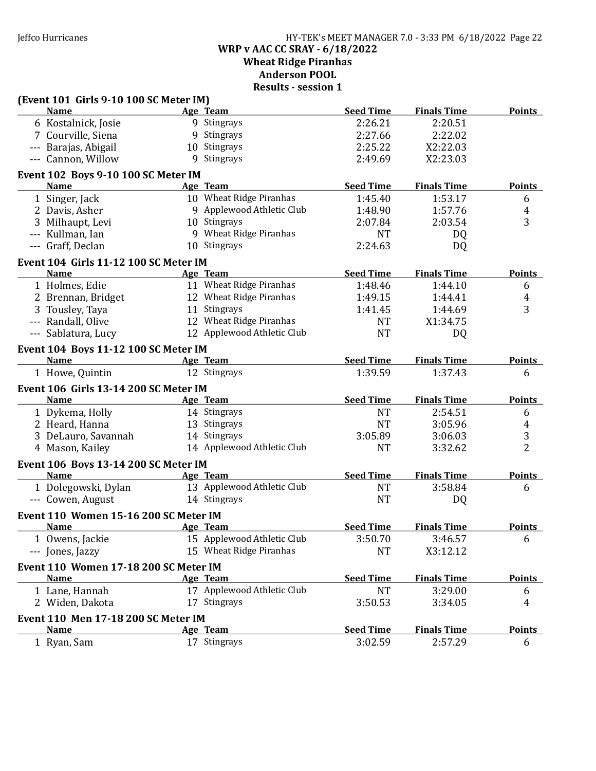**WRP v AAC CC SRAY - 6/18/2022**
**Wheat Ridge Piranhas**
**Anderson POOL**
**Results - session 1**

**(Event 101 Girls 9-10 100 SC Meter IM)**

| | Name | Age | Team | Seed Time | Finals Time | Points |
|---|---|---|---|---|---|---|
| 6 | Kostalnick, Josie | 9 | Stingrays | 2:26.21 | 2:20.51 | |
| 7 | Courville, Siena | 9 | Stingrays | 2:27.66 | 2:22.02 | |
| --- | Barajas, Abigail | 10 | Stingrays | 2:25.22 | X2:22.03 | |
| --- | Cannon, Willow | 9 | Stingrays | 2:49.69 | X2:23.03 | |

**Event 102 Boys 9-10 100 SC Meter IM**

| | Name | Age | Team | Seed Time | Finals Time | Points |
|---|---|---|---|---|---|---|
| 1 | Singer, Jack | 10 | Wheat Ridge Piranhas | 1:45.40 | 1:53.17 | 6 |
| 2 | Davis, Asher | 9 | Applewood Athletic Club | 1:48.90 | 1:57.76 | 4 |
| 3 | Milhaupt, Levi | 10 | Stingrays | 2:07.84 | 2:03.54 | 3 |
| --- | Kullman, Ian | 9 | Wheat Ridge Piranhas | NT | DQ | |
| --- | Graff, Declan | 10 | Stingrays | 2:24.63 | DQ | |

**Event 104 Girls 11-12 100 SC Meter IM**

| | Name | Age | Team | Seed Time | Finals Time | Points |
|---|---|---|---|---|---|---|
| 1 | Holmes, Edie | 11 | Wheat Ridge Piranhas | 1:48.46 | 1:44.10 | 6 |
| 2 | Brennan, Bridget | 12 | Wheat Ridge Piranhas | 1:49.15 | 1:44.41 | 4 |
| 3 | Tousley, Taya | 11 | Stingrays | 1:41.45 | 1:44.69 | 3 |
| --- | Randall, Olive | 12 | Wheat Ridge Piranhas | NT | X1:34.75 | |
| --- | Sablatura, Lucy | 12 | Applewood Athletic Club | NT | DQ | |

**Event 104 Boys 11-12 100 SC Meter IM**

| | Name | Age | Team | Seed Time | Finals Time | Points |
|---|---|---|---|---|---|---|
| 1 | Howe, Quintin | 12 | Stingrays | 1:39.59 | 1:37.43 | 6 |

**Event 106 Girls 13-14 200 SC Meter IM**

| | Name | Age | Team | Seed Time | Finals Time | Points |
|---|---|---|---|---|---|---|
| 1 | Dykema, Holly | 14 | Stingrays | NT | 2:54.51 | 6 |
| 2 | Heard, Hanna | 13 | Stingrays | NT | 3:05.96 | 4 |
| 3 | DeLauro, Savannah | 14 | Stingrays | 3:05.89 | 3:06.03 | 3 |
| 4 | Mason, Kailey | 14 | Applewood Athletic Club | NT | 3:32.62 | 2 |

**Event 106 Boys 13-14 200 SC Meter IM**

| | Name | Age | Team | Seed Time | Finals Time | Points |
|---|---|---|---|---|---|---|
| 1 | Dolegowski, Dylan | 13 | Applewood Athletic Club | NT | 3:58.84 | 6 |
| --- | Cowen, August | 14 | Stingrays | NT | DQ | |

**Event 110 Women 15-16 200 SC Meter IM**

| | Name | Age | Team | Seed Time | Finals Time | Points |
|---|---|---|---|---|---|---|
| 1 | Owens, Jackie | 15 | Applewood Athletic Club | 3:50.70 | 3:46.57 | 6 |
| --- | Jones, Jazzy | 15 | Wheat Ridge Piranhas | NT | X3:12.12 | |

**Event 110 Women 17-18 200 SC Meter IM**

| | Name | Age | Team | Seed Time | Finals Time | Points |
|---|---|---|---|---|---|---|
| 1 | Lane, Hannah | 17 | Applewood Athletic Club | NT | 3:29.00 | 6 |
| 2 | Widen, Dakota | 17 | Stingrays | 3:50.53 | 3:34.05 | 4 |

**Event 110 Men 17-18 200 SC Meter IM**

| | Name | Age | Team | Seed Time | Finals Time | Points |
|---|---|---|---|---|---|---|
| 1 | Ryan, Sam | 17 | Stingrays | 3:02.59 | 2:57.29 | 6 |